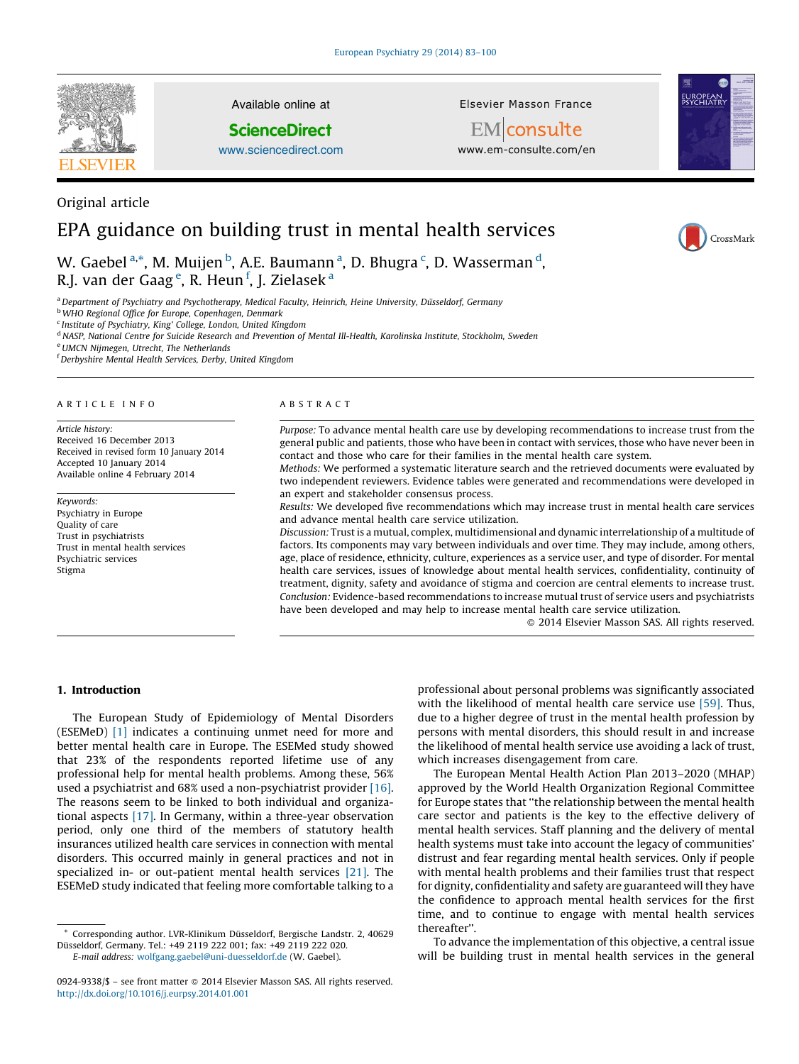Original article

# EPA guidance on building trust in mental health services

W. Gaebel [a,*], M. Muijen [b], A.E. Baumann [a], D. Bhugra [c], D. Wasserman [d], R.J. van der Gaag [e], R. Heun [f], J. Zielasek [a]

[a] Department of Psychiatry and Psychotherapy, Medical Faculty, Heinrich, Heine University, Düsseldorf, Germany
[b] WHO Regional Office for Europe, Copenhagen, Denmark
[c] Institute of Psychiatry, King' College, London, United Kingdom
[d] NASP, National Centre for Suicide Research and Prevention of Mental Ill-Health, Karolinska Institute, Stockholm, Sweden
[e] UMCN Nijmegen, Utrecht, The Netherlands
[f] Derbyshire Mental Health Services, Derby, United Kingdom

## ARTICLE INFO

*Article history:*
Received 16 December 2013
Received in revised form 10 January 2014
Accepted 10 January 2014
Available online 4 February 2014

*Keywords:*
Psychiatry in Europe
Quality of care
Trust in psychiatrists
Trust in mental health services
Psychiatric services
Stigma

## ABSTRACT

*Purpose:* To advance mental health care use by developing recommendations to increase trust from the general public and patients, those who have been in contact with services, those who have never been in contact and those who care for their families in the mental health care system.

*Methods:* We performed a systematic literature search and the retrieved documents were evaluated by two independent reviewers. Evidence tables were generated and recommendations were developed in an expert and stakeholder consensus process.

*Results:* We developed five recommendations which may increase trust in mental health care services and advance mental health care service utilization.

*Discussion:* Trust is a mutual, complex, multidimensional and dynamic interrelationship of a multitude of factors. Its components may vary between individuals and over time. They may include, among others, age, place of residence, ethnicity, culture, experiences as a service user, and type of disorder. For mental health care services, issues of knowledge about mental health services, confidentiality, continuity of treatment, dignity, safety and avoidance of stigma and coercion are central elements to increase trust.

*Conclusion:* Evidence-based recommendations to increase mutual trust of service users and psychiatrists have been developed and may help to increase mental health care service utilization.

© 2014 Elsevier Masson SAS. All rights reserved.

## 1. Introduction

The European Study of Epidemiology of Mental Disorders (ESEMeD) [1] indicates a continuing unmet need for more and better mental health care in Europe. The ESEMed study showed that 23% of the respondents reported lifetime use of any professional help for mental health problems. Among these, 56% used a psychiatrist and 68% used a non-psychiatrist provider [16]. The reasons seem to be linked to both individual and organizational aspects [17]. In Germany, within a three-year observation period, only one third of the members of statutory health insurances utilized health care services in connection with mental disorders. This occurred mainly in general practices and not in specialized in- or out-patient mental health services [21]. The ESEMeD study indicated that feeling more comfortable talking to a professional about personal problems was significantly associated with the likelihood of mental health care service use [59]. Thus, due to a higher degree of trust in the health profession by persons with mental disorders, this should result in and increase the likelihood of mental health service use avoiding a lack of trust, which increases disengagement from care.

The European Mental Health Action Plan 2013–2020 (MHAP) approved by the World Health Organization Regional Committee for Europe states that "the relationship between the mental health care sector and patients is the key to the effective delivery of mental health services. Staff planning and the delivery of mental health systems must take into account the legacy of communities' distrust and fear regarding mental health services. Only if people with mental health problems and their families trust that respect for dignity, confidentiality and safety are guaranteed will they have the confidence to approach mental health services for the first time, and to continue to engage with mental health services thereafter".

To advance the implementation of this objective, a central issue will be building trust in mental health services in the general

* Corresponding author. LVR-Klinikum Düsseldorf, Bergische Landstr. 2, 40629 Düsseldorf, Germany. Tel.: +49 2119 222 001; fax: +49 2119 222 020.
E-mail address: wolfgang.gaebel@uni-duesseldorf.de (W. Gaebel).

0924-9338/$ – see front matter © 2014 Elsevier Masson SAS. All rights reserved.
http://dx.doi.org/10.1016/j.eurpsy.2014.01.001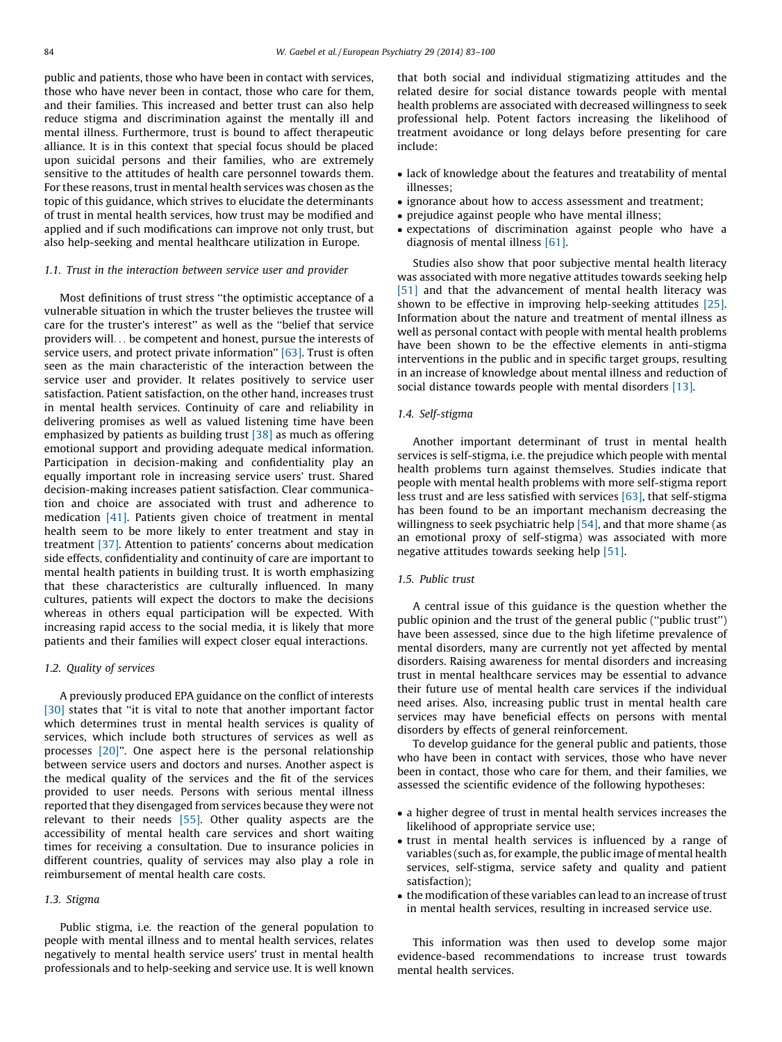public and patients, those who have been in contact with services, those who have never been in contact, those who care for them, and their families. This increased and better trust can also help reduce stigma and discrimination against the mentally ill and mental illness. Furthermore, trust is bound to affect therapeutic alliance. It is in this context that special focus should be placed upon suicidal persons and their families, who are extremely sensitive to the attitudes of health care personnel towards them. For these reasons, trust in mental health services was chosen as the topic of this guidance, which strives to elucidate the determinants of trust in mental health services, how trust may be modified and applied and if such modifications can improve not only trust, but also help-seeking and mental healthcare utilization in Europe.

### 1.1. Trust in the interaction between service user and provider

Most definitions of trust stress "the optimistic acceptance of a vulnerable situation in which the truster believes the trustee will care for the truster's interest" as well as the "belief that service providers will... be competent and honest, pursue the interests of service users, and protect private information" [63]. Trust is often seen as the main characteristic of the interaction between the service user and provider. It relates positively to service user satisfaction. Patient satisfaction, on the other hand, increases trust in mental health services. Continuity of care and reliability in delivering promises as well as valued listening time have been emphasized by patients as building trust [38] as much as offering emotional support and providing adequate medical information. Participation in decision-making and confidentiality play an equally important role in increasing service users' trust. Shared decision-making increases patient satisfaction. Clear communication and choice are associated with trust and adherence to medication [41]. Patients given choice of treatment in mental health seem to be more likely to enter treatment and stay in treatment [37]. Attention to patients' concerns about medication side effects, confidentiality and continuity of care are important to mental health patients in building trust. It is worth emphasizing that these characteristics are culturally influenced. In many cultures, patients will expect the doctors to make the decisions whereas in others equal participation will be expected. With increasing rapid access to the social media, it is likely that more patients and their families will expect closer equal interactions.

### 1.2. Quality of services

A previously produced EPA guidance on the conflict of interests [30] states that "it is vital to note that another important factor which determines trust in mental health services is quality of services, which include both structures of services as well as processes [20]". One aspect here is the personal relationship between service users and doctors and nurses. Another aspect is the medical quality of the services and the fit of the services provided to user needs. Persons with serious mental illness reported that they disengaged from services because they were not relevant to their needs [55]. Other quality aspects are the accessibility of mental health care services and short waiting times for receiving a consultation. Due to insurance policies in different countries, quality of services may also play a role in reimbursement of mental health care costs.

### 1.3. Stigma

Public stigma, i.e. the reaction of the general population to people with mental illness and to mental health services, relates negatively to mental health service users' trust in mental health professionals and to help-seeking and service use. It is well known that both social and individual stigmatizing attitudes and the related desire for social distance towards people with mental health problems are associated with decreased willingness to seek professional help. Potent factors increasing the likelihood of treatment avoidance or long delays before presenting for care include:

- lack of knowledge about the features and treatability of mental illnesses;
- ignorance about how to access assessment and treatment;
- prejudice against people who have mental illness;
- expectations of discrimination against people who have a diagnosis of mental illness [61].

Studies also show that poor subjective mental health literacy was associated with more negative attitudes towards seeking help [51] and that the advancement of mental health literacy was shown to be effective in improving help-seeking attitudes [25]. Information about the nature and treatment of mental illness as well as personal contact with people with mental health problems have been shown to be the effective elements in anti-stigma interventions in the public and in specific target groups, resulting in an increase of knowledge about mental illness and reduction of social distance towards people with mental disorders [13].

### 1.4. Self-stigma

Another important determinant of trust in mental health services is self-stigma, i.e. the prejudice which people with mental health problems turn against themselves. Studies indicate that people with mental health problems with more self-stigma report less trust and are less satisfied with services [63], that self-stigma has been found to be an important mechanism decreasing the willingness to seek psychiatric help [54], and that more shame (as an emotional proxy of self-stigma) was associated with more negative attitudes towards seeking help [51].

### 1.5. Public trust

A central issue of this guidance is the question whether the public opinion and the trust of the general public ("public trust") have been assessed, since due to the high lifetime prevalence of mental disorders, many are currently not yet affected by mental disorders. Raising awareness for mental disorders and increasing trust in mental healthcare services may be essential to advance their future use of mental health care services if the individual need arises. Also, increasing public trust in mental health care services may have beneficial effects on persons with mental disorders by effects of general reinforcement.

To develop guidance for the general public and patients, those who have been in contact with services, those who have never been in contact, those who care for them, and their families, we assessed the scientific evidence of the following hypotheses:

- a higher degree of trust in mental health services increases the likelihood of appropriate service use;
- trust in mental health services is influenced by a range of variables (such as, for example, the public image of mental health services, self-stigma, service safety and quality and patient satisfaction);
- the modification of these variables can lead to an increase of trust in mental health services, resulting in increased service use.

This information was then used to develop some major evidence-based recommendations to increase trust towards mental health services.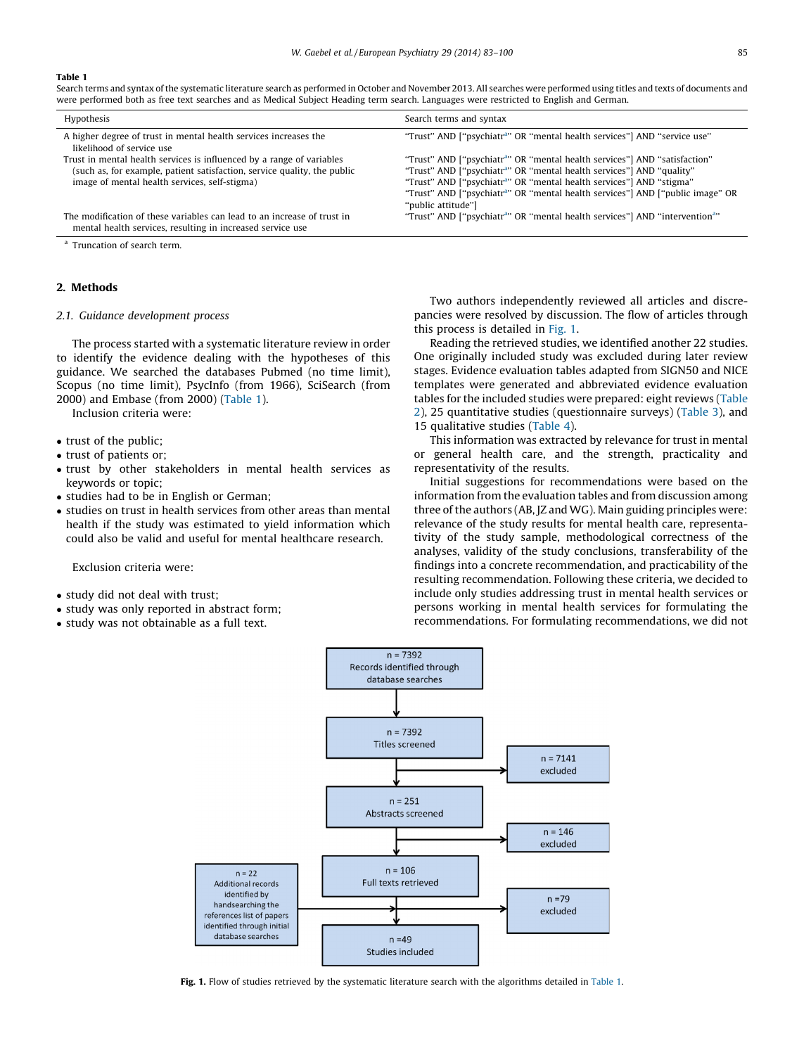**Table 1**
Search terms and syntax of the systematic literature search as performed in October and November 2013. All searches were performed using titles and texts of documents and were performed both as free text searches and as Medical Subject Heading term search. Languages were restricted to English and German.

| Hypothesis | Search terms and syntax |
| --- | --- |
| A higher degree of trust in mental health services increases the likelihood of service use | "Trust" AND ["psychiatr[a]" OR "mental health services"] AND "service use" |
| Trust in mental health services is influenced by a range of variables (such as, for example, patient satisfaction, service quality, the public image of mental health services, self-stigma) | "Trust" AND ["psychiatr[a]" OR "mental health services"] AND "satisfaction"<br>"Trust" AND ["psychiatr[a]" OR "mental health services"] AND "quality"<br>"Trust" AND ["psychiatr[a]" OR "mental health services"] AND "stigma"<br>"Trust" AND ["psychiatr[a]" OR "mental health services"] AND ["public image" OR "public attitude"] |
| The modification of these variables can lead to an increase of trust in mental health services, resulting in increased service use | "Trust" AND ["psychiatr[a]" OR "mental health services"] AND "intervention[a]" |

[a] Truncation of search term.

## 2. Methods

### 2.1. Guidance development process

The process started with a systematic literature review in order to identify the evidence dealing with the hypotheses of this guidance. We searched the databases Pubmed (no time limit), Scopus (no time limit), PsycInfo (from 1966), SciSearch (from 2000) and Embase (from 2000) (Table 1).

Inclusion criteria were:

- trust of the public;
- trust of patients or;
- trust by other stakeholders in mental health services as keywords or topic;
- studies had to be in English or German;
- studies on trust in health services from other areas than mental health if the study was estimated to yield information which could also be valid and useful for mental healthcare research.

Exclusion criteria were:

- study did not deal with trust;
- study was only reported in abstract form;
- study was not obtainable as a full text.

Two authors independently reviewed all articles and discrepancies were resolved by discussion. The flow of articles through this process is detailed in Fig. 1.

Reading the retrieved studies, we identified another 22 studies. One originally included study was excluded during later review stages. Evidence evaluation tables adapted from SIGN50 and NICE templates were generated and abbreviated evidence evaluation tables for the included studies were prepared: eight reviews (Table 2), 25 quantitative studies (questionnaire surveys) (Table 3), and 15 qualitative studies (Table 4).

This information was extracted by relevance for trust in mental or general health care, and the strength, practicality and representativity of the results.

Initial suggestions for recommendations were based on the information from the evaluation tables and from discussion among three of the authors (AB, JZ and WG). Main guiding principles were: relevance of the study results for mental health care, representativity of the study sample, methodological correctness of the analyses, validity of the study conclusions, transferability of the findings into a concrete recommendation, and practicability of the resulting recommendation. Following these criteria, we decided to include only studies addressing trust in mental health services or persons working in mental health services for formulating the recommendations. For formulating recommendations, we did not

n = 7392 Records identified through database searches → n = 7392 Titles screened → (n = 7141 excluded) → n = 251 Abstracts screened → (n = 146 excluded) → n = 106 Full texts retrieved → (n = 79 excluded); n = 22 Additional records identified by handsearching the references list of papers identified through initial database searches → n = 49 Studies included

**Fig. 1.** Flow of studies retrieved by the systematic literature search with the algorithms detailed in Table 1.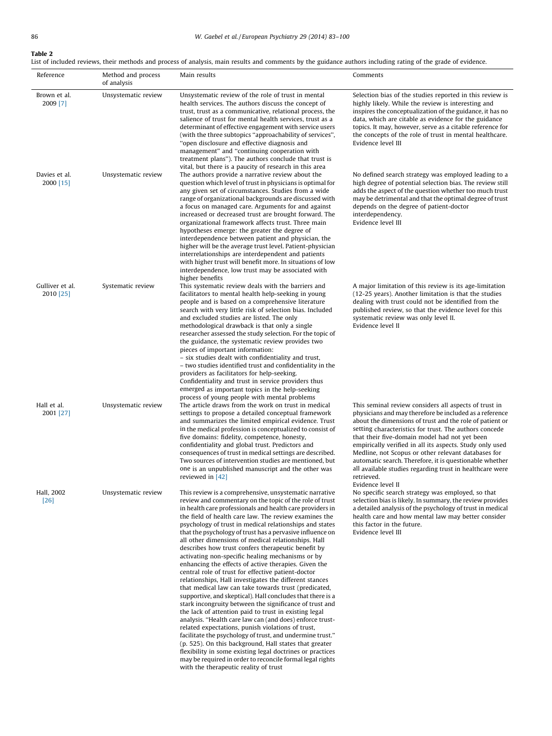**Table 2**
List of included reviews, their methods and process of analysis, main results and comments by the guidance authors including rating of the grade of evidence.

| Reference | Method and process of analysis | Main results | Comments |
|---|---|---|---|
| Brown et al. 2009 [7] | Unsystematic review | Unsystematic review of the role of trust in mental health services. The authors discuss the concept of trust, trust as a communicative, relational process, the salience of trust for mental health services, trust as a determinant of effective engagement with service users (with the three subtopics "approachability of services", "open disclosure and effective diagnosis and management" and "continuing cooperation with treatment plans"). The authors conclude that trust is vital, but there is a paucity of research in this area | Selection bias of the studies reported in this review is highly likely. While the review is interesting and inspires the conceptualization of the guidance, it has no data, which are citable as evidence for the guidance topics. It may, however, serve as a citable reference for the concepts of the role of trust in mental healthcare. Evidence level III |
| Davies et al. 2000 [15] | Unsystematic review | The authors provide a narrative review about the question which level of trust in physicians is optimal for any given set of circumstances. Studies from a wide range of organizational backgrounds are discussed with a focus on managed care. Arguments for and against increased or decreased trust are brought forward. The organizational framework affects trust. Three main hypotheses emerge: the greater the degree of interdependence between patient and physician, the higher will be the average trust level. Patient-physician interrelationships are interdependent and patients with higher trust will benefit more. In situations of low interdependence, low trust may be associated with higher benefits | No defined search strategy was employed leading to a high degree of potential selection bias. The review still adds the aspect of the question whether too much trust may be detrimental and that the optimal degree of trust depends on the degree of patient-doctor interdependency. Evidence level III |
| Gulliver et al. 2010 [25] | Systematic review | This systematic review deals with the barriers and facilitators to mental health help-seeking in young people and is based on a comprehensive literature search with very little risk of selection bias. Included and excluded studies are listed. The only methodological drawback is that only a single researcher assessed the study selection. For the topic of the guidance, the systematic review provides two pieces of important information: – six studies dealt with confidentiality and trust, – two studies identified trust and confidentiality in the providers as facilitators for help-seeking. Confidentiality and trust in service providers thus emerged as important topics in the help-seeking process of young people with mental problems | A major limitation of this review is its age-limitation (12-25 years). Another limitation is that the studies dealing with trust could not be identified from the published review, so that the evidence level for this systematic review was only level II. Evidence level II |
| Hall et al. 2001 [27] | Unsystematic review | The article draws from the work on trust in medical settings to propose a detailed conceptual framework and summarizes the limited empirical evidence. Trust in the medical profession is conceptualized to consist of five domains: fidelity, competence, honesty, confidentiality and global trust. Predictors and consequences of trust in medical settings are described. Two sources of intervention studies are mentioned, but one is an unpublished manuscript and the other was reviewed in [42] | This seminal review considers all aspects of trust in physicians and may therefore be included as a reference about the dimensions of trust and the role of patient or setting characteristics for trust. The authors concede that their five-domain model had not yet been empirically verified in all its aspects. Study only used Medline, not Scopus or other relevant databases for automatic search. Therefore, it is questionable whether all available studies regarding trust in healthcare were retrieved. Evidence level II |
| Hall, 2002 [26] | Unsystematic review | This review is a comprehensive, unsystematic narrative review and commentary on the topic of the role of trust in health care professionals and health care providers in the field of health care law. The review examines the psychology of trust in medical relationships and states that the psychology of trust has a pervasive influence on all other dimensions of medical relationships. Hall describes how trust confers therapeutic benefit by activating non-specific healing mechanisms or by enhancing the effects of active therapies. Given the central role of trust for effective patient-doctor relationships, Hall investigates the different stances that medical law can take towards trust (predicated, supportive, and skeptical). Hall concludes that there is a stark incongruity between the significance of trust and the lack of attention paid to trust in existing legal analysis. "Health care law can (and does) enforce trust-related expectations, punish violations of trust, facilitate the psychology of trust, and undermine trust." (p. 525). On this background, Hall states that greater flexibility in some existing legal doctrines or practices may be required in order to reconcile formal legal rights with the therapeutic reality of trust | No specific search strategy was employed, so that selection bias is likely. In summary, the review provides a detailed analysis of the psychology of trust in medical health care and how mental law may better consider this factor in the future. Evidence level III |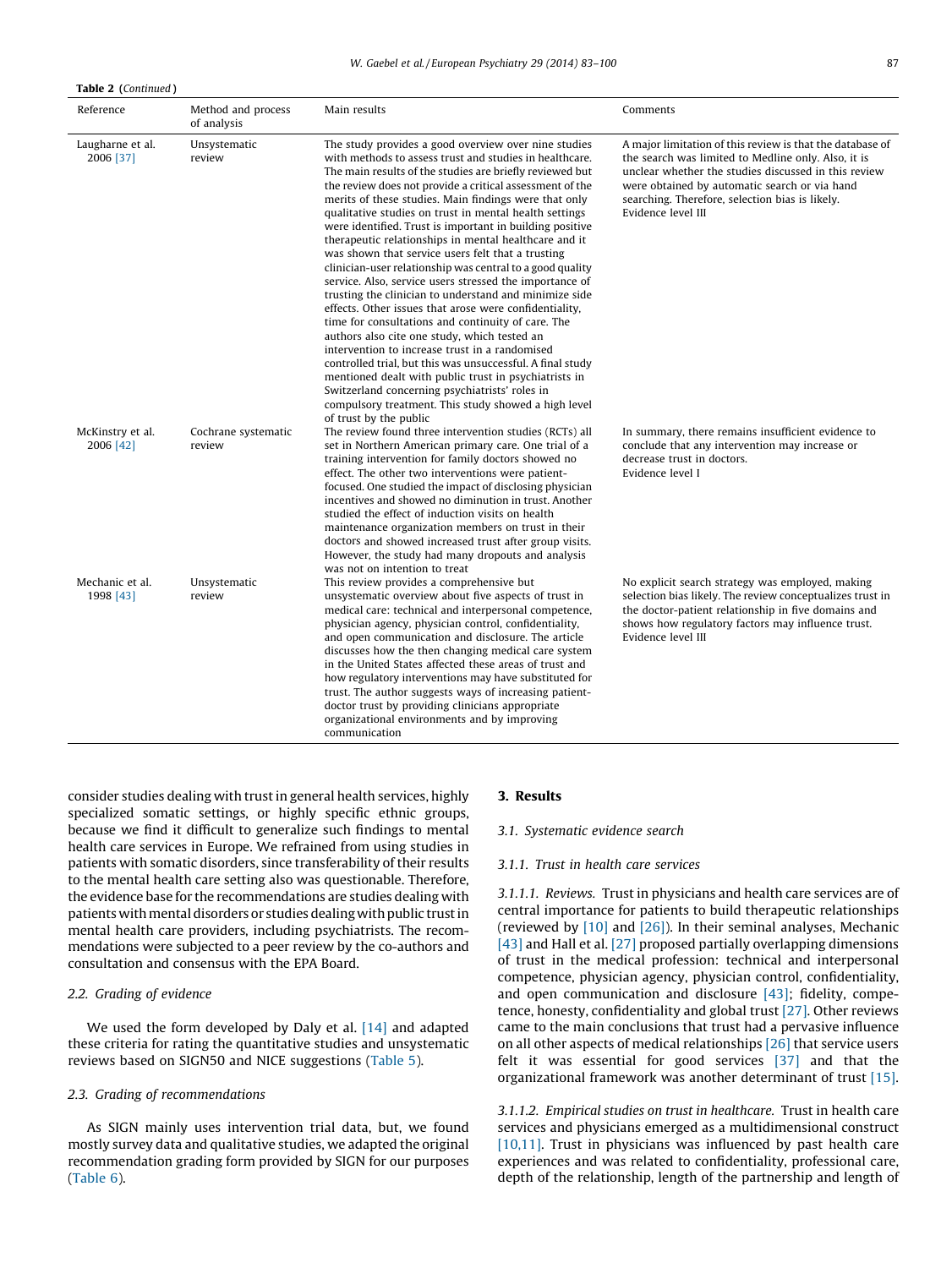**Table 2** (*Continued*)

| Reference | Method and process of analysis | Main results | Comments |
|---|---|---|---|
| Laugharne et al. 2006 [37] | Unsystematic review | The study provides a good overview over nine studies with methods to assess trust and studies in healthcare. The main results of the studies are briefly reviewed but the review does not provide a critical assessment of the merits of these studies. Main findings were that only qualitative studies on trust in mental health settings were identified. Trust is important in building positive therapeutic relationships in mental healthcare and it was shown that service users felt that a trusting clinician-user relationship was central to a good quality service. Also, service users stressed the importance of trusting the clinician to understand and minimize side effects. Other issues that arose were confidentiality, time for consultations and continuity of care. The authors also cite one study, which tested an intervention to increase trust in a randomised controlled trial, but this was unsuccessful. A final study mentioned dealt with public trust in psychiatrists in Switzerland concerning psychiatrists' roles in compulsory treatment. This study showed a high level of trust by the public | A major limitation of this review is that the database of the search was limited to Medline only. Also, it is unclear whether the studies discussed in this review were obtained by automatic search or via hand searching. Therefore, selection bias is likely. Evidence level III |
| McKinstry et al. 2006 [42] | Cochrane systematic review | The review found three intervention studies (RCTs) all set in Northern American primary care. One trial of a training intervention for family doctors showed no effect. The other two interventions were patient-focused. One studied the impact of disclosing physician incentives and showed no diminution in trust. Another studied the effect of induction visits on health maintenance organization members on trust in their doctors and showed increased trust after group visits. However, the study had many dropouts and analysis was not on intention to treat | In summary, there remains insufficient evidence to conclude that any intervention may increase or decrease trust in doctors. Evidence level I |
| Mechanic et al. 1998 [43] | Unsystematic review | This review provides a comprehensive but unsystematic overview about five aspects of trust in medical care: technical and interpersonal competence, physician agency, physician control, confidentiality, and open communication and disclosure. The article discusses how the then changing medical care system in the United States affected these areas of trust and how regulatory interventions may have substituted for trust. The author suggests ways of increasing patient-doctor trust by providing clinicians appropriate organizational environments and by improving communication | No explicit search strategy was employed, making selection bias likely. The review conceptualizes trust in the doctor-patient relationship in five domains and shows how regulatory factors may influence trust. Evidence level III |

consider studies dealing with trust in general health services, highly specialized somatic settings, or highly specific ethnic groups, because we find it difficult to generalize such findings to mental health care services in Europe. We refrained from using studies in patients with somatic disorders, since transferability of their results to the mental health care setting also was questionable. Therefore, the evidence base for the recommendations are studies dealing with patients with mental disorders or studies dealing with public trust in mental health care providers, including psychiatrists. The recommendations were subjected to a peer review by the co-authors and consultation and consensus with the EPA Board.

### 2.2. Grading of evidence

We used the form developed by Daly et al. [14] and adapted these criteria for rating the quantitative studies and unsystematic reviews based on SIGN50 and NICE suggestions (Table 5).

### 2.3. Grading of recommendations

As SIGN mainly uses intervention trial data, but, we found mostly survey data and qualitative studies, we adapted the original recommendation grading form provided by SIGN for our purposes (Table 6).

## 3. Results

### 3.1. Systematic evidence search

#### 3.1.1. Trust in health care services

*3.1.1.1. Reviews.* Trust in physicians and health care services are of central importance for patients to build therapeutic relationships (reviewed by [10] and [26]). In their seminal analyses, Mechanic [43] and Hall et al. [27] proposed partially overlapping dimensions of trust in the medical profession: technical and interpersonal competence, physician agency, physician control, confidentiality, and open communication and disclosure [43]; fidelity, competence, honesty, confidentiality and global trust [27]. Other reviews came to the main conclusions that trust had a pervasive influence on all other aspects of medical relationships [26] that service users felt it was essential for good services [37] and that the organizational framework was another determinant of trust [15].

*3.1.1.2. Empirical studies on trust in healthcare.* Trust in health care services and physicians emerged as a multidimensional construct [10,11]. Trust in physicians was influenced by past health care experiences and was related to confidentiality, professional care, depth of the relationship, length of the partnership and length of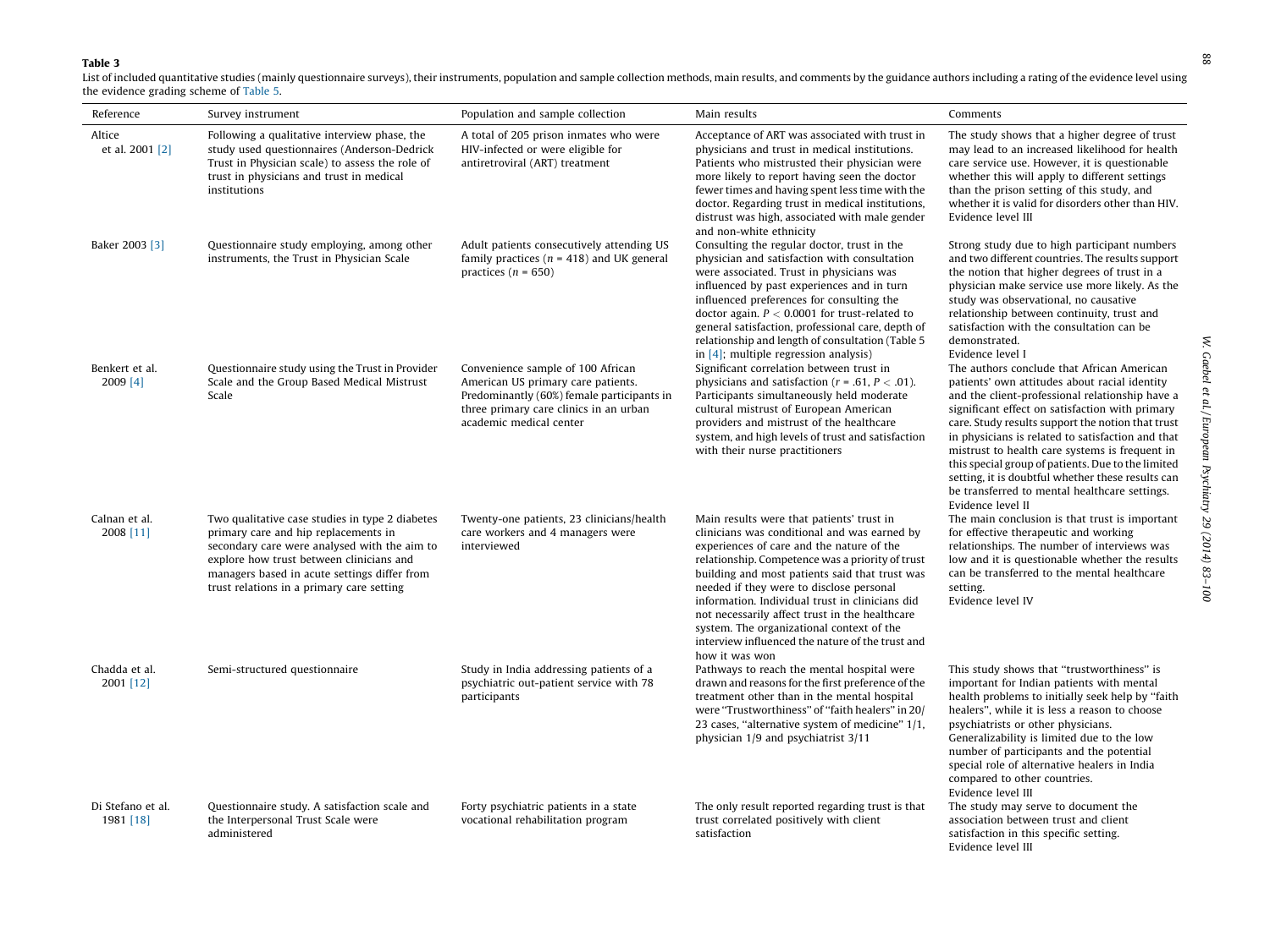**Table 3**

List of included quantitative studies (mainly questionnaire surveys), their instruments, population and sample collection methods, main results, and comments by the guidance authors including a rating of the evidence level using the evidence grading scheme of Table 5.

| Reference | Survey instrument | Population and sample collection | Main results | Comments |
|---|---|---|---|---|
| Altice et al. 2001 [2] | Following a qualitative interview phase, the study used questionnaires (Anderson-Dedrick Trust in Physician scale) to assess the role of trust in physicians and trust in medical institutions | A total of 205 prison inmates who were HIV-infected or were eligible for antiretroviral (ART) treatment | Acceptance of ART was associated with trust in physicians and trust in medical institutions. Patients who mistrusted their physician were more likely to report having seen the doctor fewer times and having spent less time with the doctor. Regarding trust in medical institutions, distrust was high, associated with male gender and non-white ethnicity | The study shows that a higher degree of trust may lead to an increased likelihood for health care service use. However, it is questionable whether this will apply to different settings than the prison setting of this study, and whether it is valid for disorders other than HIV. Evidence level III |
| Baker 2003 [3] | Questionnaire study employing, among other instruments, the Trust in Physician Scale | Adult patients consecutively attending US family practices ($n = 418$) and UK general practices ($n = 650$) | Consulting the regular doctor, trust in the physician and satisfaction with consultation were associated. Trust in physicians was influenced by past experiences and in turn influenced preferences for consulting the doctor again. $P < 0.0001$ for trust-related to general satisfaction, professional care, depth of relationship and length of consultation (Table 5 in [4]; multiple regression analysis) | Strong study due to high participant numbers and two different countries. The results support the notion that higher degrees of trust in a physician make service use more likely. As the study was observational, no causative relationship between continuity, trust and satisfaction with the consultation can be demonstrated. Evidence level I |
| Benkert et al. 2009 [4] | Questionnaire study using the Trust in Provider Scale and the Group Based Medical Mistrust Scale | Convenience sample of 100 African American US primary care patients. Predominantly (60%) female participants in three primary care clinics in an urban academic medical center | Significant correlation between trust in physicians and satisfaction ($r = .61$, $P < .01$). Participants simultaneously held moderate cultural mistrust of European American providers and mistrust of the healthcare system, and high levels of trust and satisfaction with their nurse practitioners | The authors conclude that African American patients' own attitudes about racial identity and the client-professional relationship have a significant effect on satisfaction with primary care. Study results support the notion that trust in physicians is related to satisfaction and that mistrust to health care systems is frequent in this special group of patients. Due to the limited setting, it is doubtful whether these results can be transferred to mental healthcare settings. Evidence level II |
| Calnan et al. 2008 [11] | Two qualitative case studies in type 2 diabetes primary care and hip replacements in secondary care were analysed with the aim to explore how trust between clinicians and managers based in acute settings differ from trust relations in a primary care setting | Twenty-one patients, 23 clinicians/health care workers and 4 managers were interviewed | Main results were that patients' trust in clinicians was conditional and was earned by experiences of care and the nature of the relationship. Competence was a priority of trust building and most patients said that trust was needed if they were to disclose personal information. Individual trust in clinicians did not necessarily affect trust in the healthcare system. The organizational context of the interview influenced the nature of the trust and how it was won | The main conclusion is that trust is important for effective therapeutic and working relationships. The number of interviews was low and it is questionable whether the results can be transferred to the mental healthcare setting. Evidence level IV |
| Chadda et al. 2001 [12] | Semi-structured questionnaire | Study in India addressing patients of a psychiatric out-patient service with 78 participants | Pathways to reach the mental hospital were drawn and reasons for the first preference of the treatment other than in the mental hospital were "Trustworthiness" of "faith healers" in 20/23 cases, "alternative system of medicine" 1/1, physician 1/9 and psychiatrist 3/11 | This study shows that "trustworthiness" is important for Indian patients with mental health problems to initially seek help by "faith healers", while it is less a reason to choose psychiatrists or other physicians. Generalizability is limited due to the low number of participants and the potential special role of alternative healers in India compared to other countries. Evidence level III |
| Di Stefano et al. 1981 [18] | Questionnaire study. A satisfaction scale and the Interpersonal Trust Scale were administered | Forty psychiatric patients in a state vocational rehabilitation program | The only result reported regarding trust is that trust correlated positively with client satisfaction | The study may serve to document the association between trust and client satisfaction in this specific setting. Evidence level III |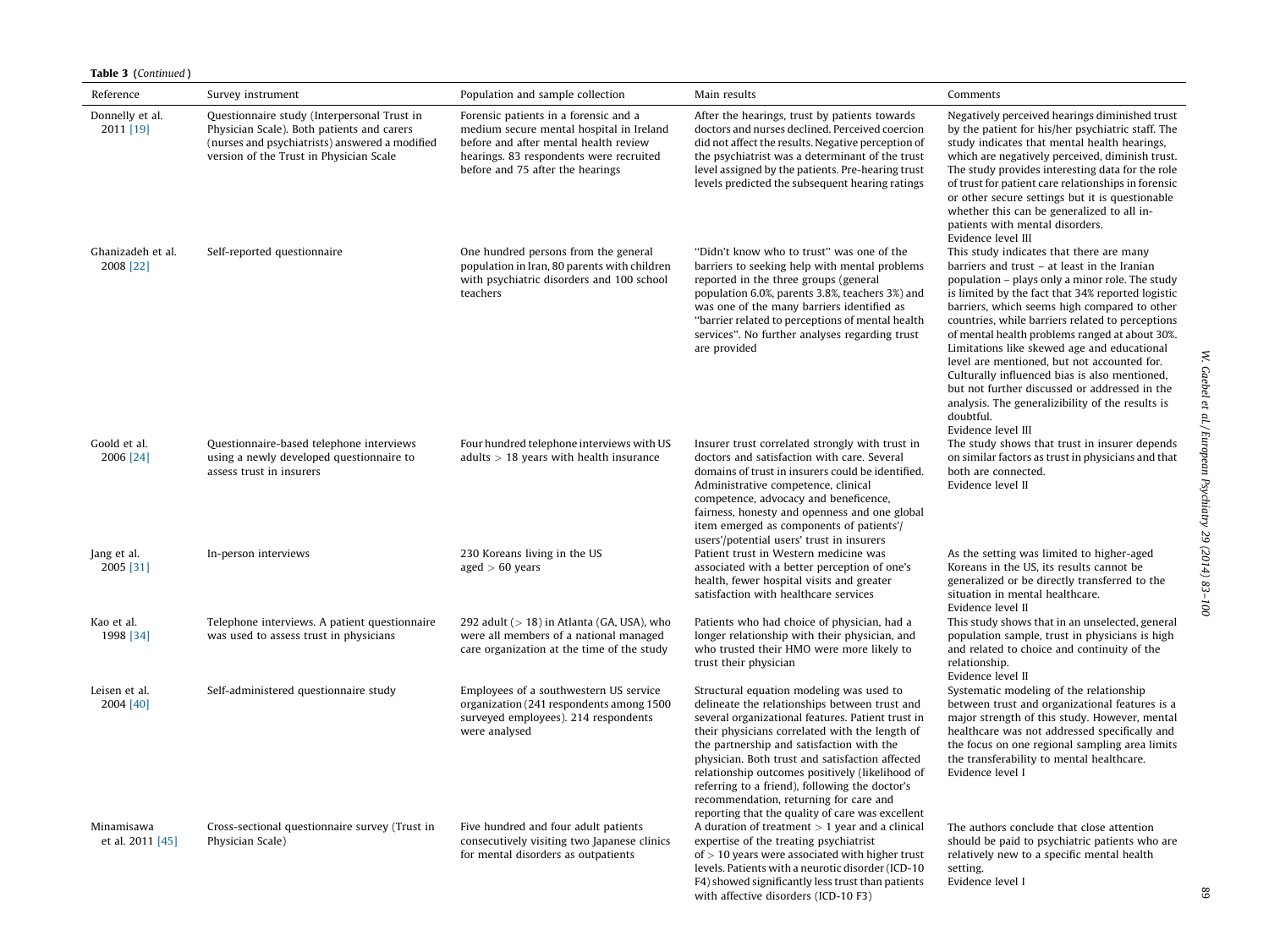**Table 3** (*Continued*)

| Reference | Survey instrument | Population and sample collection | Main results | Comments |
|---|---|---|---|---|
| Donnelly et al. 2011 [19] | Questionnaire study (Interpersonal Trust in Physician Scale). Both patients and carers (nurses and psychiatrists) answered a modified version of the Trust in Physician Scale | Forensic patients in a forensic and a medium secure mental hospital in Ireland before and after mental health review hearings. 83 respondents were recruited before and 75 after the hearings | After the hearings, trust by patients towards doctors and nurses declined. Perceived coercion did not affect the results. Negative perception of the psychiatrist was a determinant of the trust level assigned by the patients. Pre-hearing trust levels predicted the subsequent hearing ratings | Negatively perceived hearings diminished trust by the patient for his/her psychiatric staff. The study indicates that mental health hearings, which are negatively perceived, diminish trust. The study provides interesting data for the role of trust for patient care relationships in forensic or other secure settings but it is questionable whether this can be generalized to all in-patients with mental disorders.<br>Evidence level III |
| Ghanizadeh et al. 2008 [22] | Self-reported questionnaire | One hundred persons from the general population in Iran, 80 parents with children with psychiatric disorders and 100 school teachers | "Didn't know who to trust" was one of the barriers to seeking help with mental problems reported in the three groups (general population 6.0%, parents 3.8%, teachers 3%) and was one of the many barriers identified as "barrier related to perceptions of mental health services". No further analyses regarding trust are provided | This study indicates that there are many barriers and trust – at least in the Iranian population – plays only a minor role. The study is limited by the fact that 34% reported logistic barriers, which seems high compared to other countries, while barriers related to perceptions of mental health problems ranged at about 30%. Limitations like skewed age and educational level are mentioned, but not accounted for. Culturally influenced bias is also mentioned, but not further discussed or addressed in the analysis. The generalizibility of the results is doubtful.<br>Evidence level III |
| Goold et al. 2006 [24] | Questionnaire-based telephone interviews using a newly developed questionnaire to assess trust in insurers | Four hundred telephone interviews with US adults > 18 years with health insurance | Insurer trust correlated strongly with trust in doctors and satisfaction with care. Several domains of trust in insurers could be identified. Administrative competence, clinical competence, advocacy and beneficence, fairness, honesty and openness and one global item emerged as components of patients'/users'/potential users' trust in insurers | The study shows that trust in insurer depends on similar factors as trust in physicians and that both are connected.<br>Evidence level II |
| Jang et al. 2005 [31] | In-person interviews | 230 Koreans living in the US aged > 60 years | Patient trust in Western medicine was associated with a better perception of one's health, fewer hospital visits and greater satisfaction with healthcare services | As the setting was limited to higher-aged Koreans in the US, its results cannot be generalized or be directly transferred to the situation in mental healthcare.<br>Evidence level II |
| Kao et al. 1998 [34] | Telephone interviews. A patient questionnaire was used to assess trust in physicians | 292 adult (> 18) in Atlanta (GA, USA), who were all members of a national managed care organization at the time of the study | Patients who had choice of physician, had a longer relationship with their physician, and who trusted their HMO were more likely to trust their physician | This study shows that in an unselected, general population sample, trust in physicians is high and related to choice and continuity of the relationship.<br>Evidence level II |
| Leisen et al. 2004 [40] | Self-administered questionnaire study | Employees of a southwestern US service organization (241 respondents among 1500 surveyed employees). 214 respondents were analysed | Structural equation modeling was used to delineate the relationships between trust and several organizational features. Patient trust in their physicians correlated with the length of the partnership and satisfaction with the physician. Both trust and satisfaction affected relationship outcomes positively (likelihood of referring to a friend), following the doctor's recommendation, returning for care and reporting that the quality of care was excellent | Systematic modeling of the relationship between trust and organizational features is a major strength of this study. However, mental healthcare was not addressed specifically and the focus on one regional sampling area limits the transferability to mental healthcare.<br>Evidence level I |
| Minamisawa et al. 2011 [45] | Cross-sectional questionnaire survey (Trust in Physician Scale) | Five hundred and four adult patients consecutively visiting two Japanese clinics for mental disorders as outpatients | A duration of treatment > 1 year and a clinical expertise of the treating psychiatrist of > 10 years were associated with higher trust levels. Patients with a neurotic disorder (ICD-10 F4) showed significantly less trust than patients with affective disorders (ICD-10 F3) | The authors conclude that close attention should be paid to psychiatric patients who are relatively new to a specific mental health setting.<br>Evidence level I |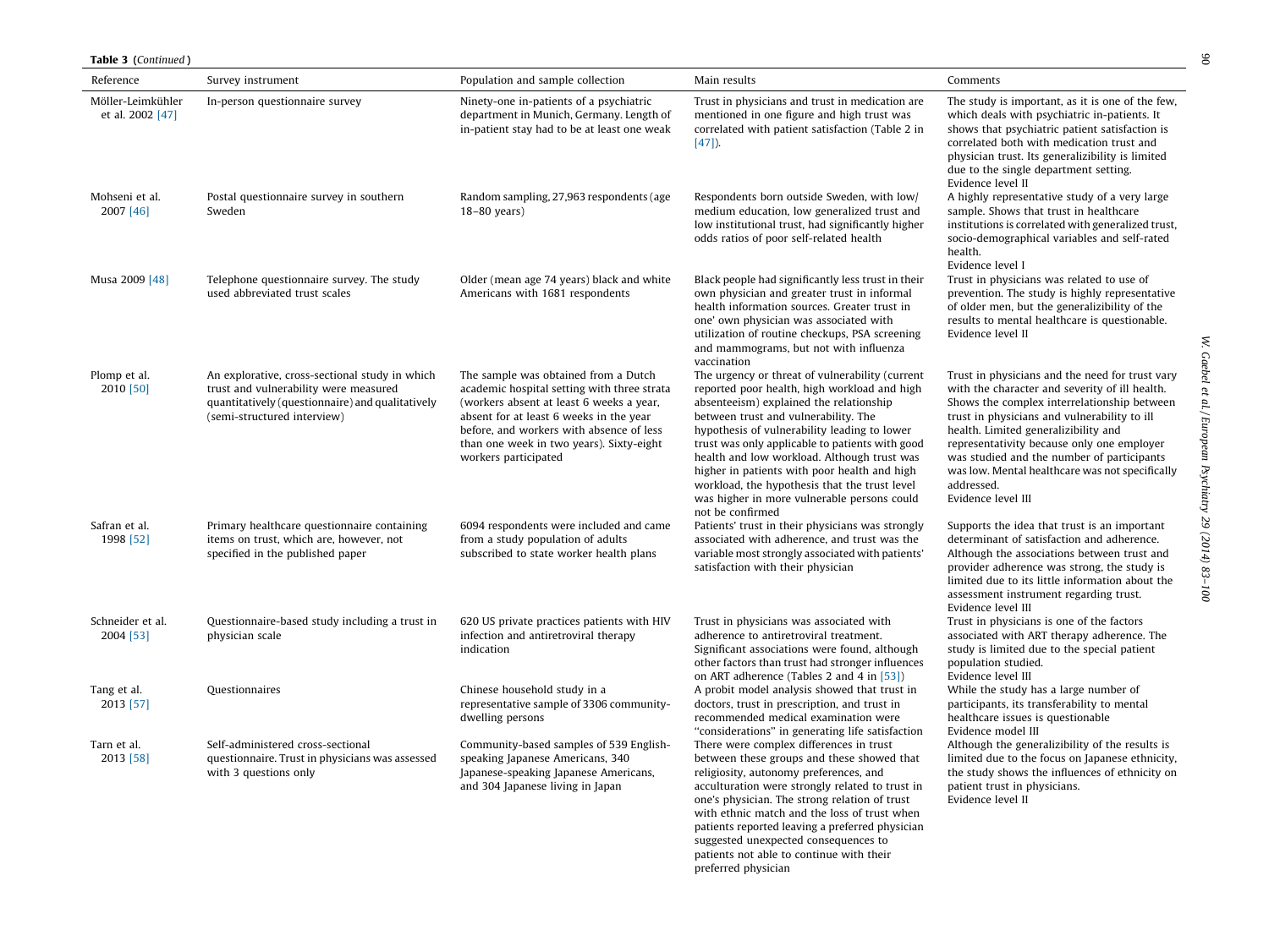**Table 3** (*Continued*)

| Reference | Survey instrument | Population and sample collection | Main results | Comments |
|---|---|---|---|---|
| Möller-Leimkühler et al. 2002 [47] | In-person questionnaire survey | Ninety-one in-patients of a psychiatric department in Munich, Germany. Length of in-patient stay had to be at least one weak | Trust in physicians and trust in medication are mentioned in one figure and high trust was correlated with patient satisfaction (Table 2 in [47]). | The study is important, as it is one of the few, which deals with psychiatric in-patients. It shows that psychiatric patient satisfaction is correlated both with medication trust and physician trust. Its generalizibility is limited due to the single department setting. Evidence level II |
| Mohseni et al. 2007 [46] | Postal questionnaire survey in southern Sweden | Random sampling, 27,963 respondents (age 18–80 years) | Respondents born outside Sweden, with low/medium education, low generalized trust and low institutional trust, had significantly higher odds ratios of poor self-related health | A highly representative study of a very large sample. Shows that trust in healthcare institutions is correlated with generalized trust, socio-demographical variables and self-rated health. Evidence level I |
| Musa 2009 [48] | Telephone questionnaire survey. The study used abbreviated trust scales | Older (mean age 74 years) black and white Americans with 1681 respondents | Black people had significantly less trust in their own physician and greater trust in informal health information sources. Greater trust in one' own physician was associated with utilization of routine checkups, PSA screening and mammograms, but not with influenza vaccination | Trust in physicians was related to use of prevention. The study is highly representative of older men, but the generalizibility of the results to mental healthcare is questionable. Evidence level II |
| Plomp et al. 2010 [50] | An explorative, cross-sectional study in which trust and vulnerability were measured quantitatively (questionnaire) and qualitatively (semi-structured interview) | The sample was obtained from a Dutch academic hospital setting with three strata (workers absent at least 6 weeks a year, absent for at least 6 weeks in the year before, and workers with absence of less than one week in two years). Sixty-eight workers participated | The urgency or threat of vulnerability (current reported poor health, high workload and high absenteeism) explained the relationship between trust and vulnerability. The hypothesis of vulnerability leading to lower trust was only applicable to patients with good health and low workload. Although trust was higher in patients with poor health and high workload, the hypothesis that the trust level was higher in more vulnerable persons could not be confirmed | Trust in physicians and the need for trust vary with the character and severity of ill health. Shows the complex interrelationship between trust in physicians and vulnerability to ill health. Limited generalizability and representativity because only one employer was studied and the number of participants was low. Mental healthcare was not specifically addressed. Evidence level III |
| Safran et al. 1998 [52] | Primary healthcare questionnaire containing items on trust, which are, however, not specified in the published paper | 6094 respondents were included and came from a study population of adults subscribed to state worker health plans | Patients' trust in their physicians was strongly associated with adherence, and trust was the variable most strongly associated with patients' satisfaction with their physician | Supports the idea that trust is an important determinant of satisfaction and adherence. Although the associations between trust and provider adherence was strong, the study is limited due to its little information about the assessment instrument regarding trust. Evidence level III |
| Schneider et al. 2004 [53] | Questionnaire-based study including a trust in physician scale | 620 US private practices patients with HIV infection and antiretroviral therapy indication | Trust in physicians was associated with adherence to antiretroviral treatment. Significant associations were found, although other factors than trust had stronger influences on ART adherence (Tables 2 and 4 in [53]) | Trust in physicians is one of the factors associated with ART therapy adherence. The study is limited due to the special patient population studied. Evidence level III |
| Tang et al. 2013 [57] | Questionnaires | Chinese household study in a representative sample of 3306 community-dwelling persons | A probit model analysis showed that trust in doctors, trust in prescription, and trust in recommended medical examination were "considerations" in generating life satisfaction | While the study has a large number of participants, its transferability to mental healthcare issues is questionable Evidence model III |
| Tarn et al. 2013 [58] | Self-administered cross-sectional questionnaire. Trust in physicians was assessed with 3 questions only | Community-based samples of 539 English-speaking Japanese Americans, 340 Japanese-speaking Japanese Americans, and 304 Japanese living in Japan | There were complex differences in trust between these groups and these showed that religiosity, autonomy preferences, and acculturation were strongly related to trust in one's physician. The strong relation of trust with ethnic match and the loss of trust when patients reported leaving a preferred physician suggested unexpected consequences to patients not able to continue with their preferred physician | Although the generalizibility of the results is limited due to the focus on Japanese ethnicity, the study shows the influences of ethnicity on patient trust in physicians. Evidence level II |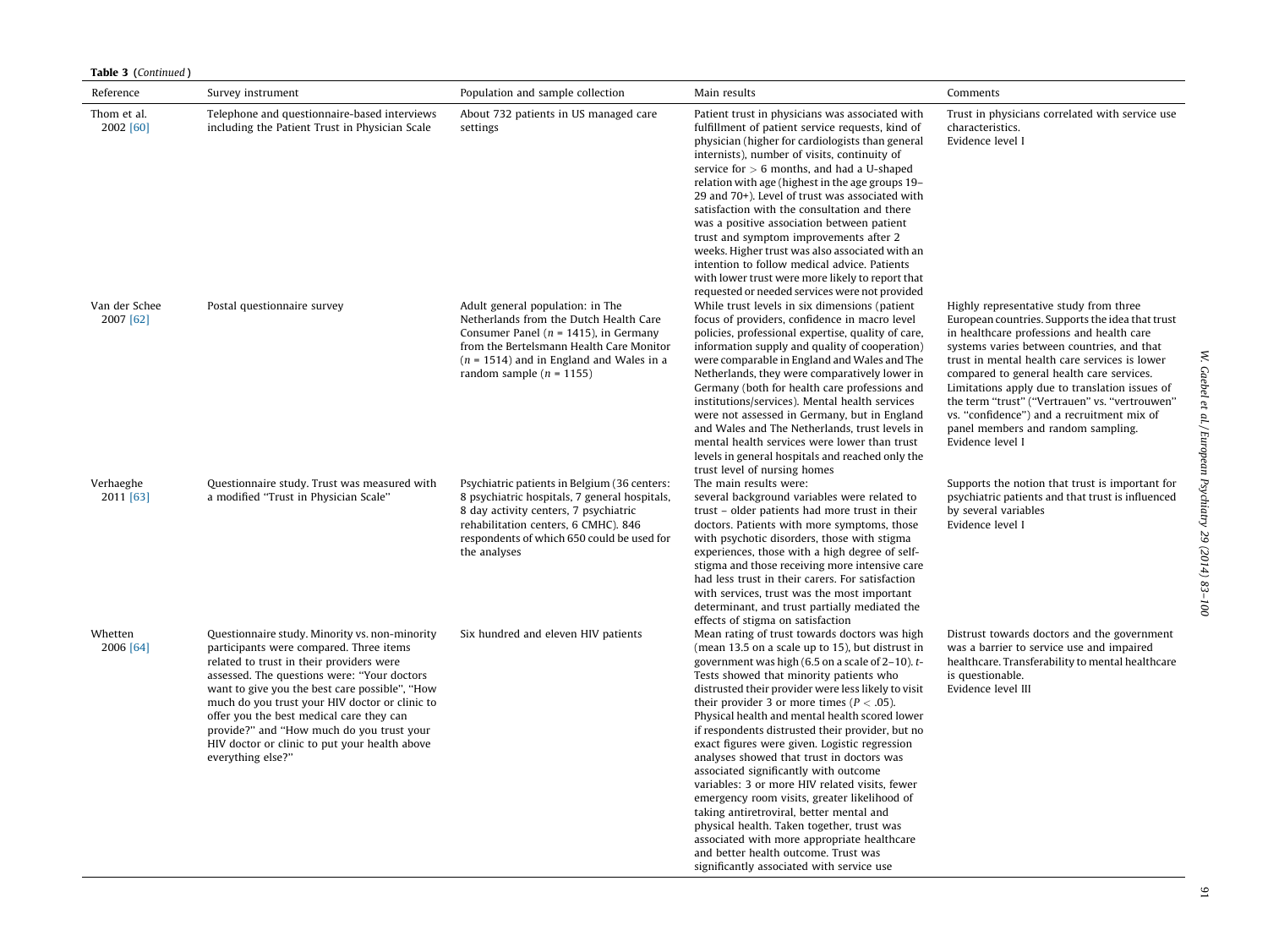**Table 3** (*Continued*)

| Reference | Survey instrument | Population and sample collection | Main results | Comments |
|---|---|---|---|---|
| Thom et al. 2002 [60] | Telephone and questionnaire-based interviews including the Patient Trust in Physician Scale | About 732 patients in US managed care settings | Patient trust in physicians was associated with fulfillment of patient service requests, kind of physician (higher for cardiologists than general internists), number of visits, continuity of service for > 6 months, and had a U-shaped relation with age (highest in the age groups 19–29 and 70+). Level of trust was associated with satisfaction with the consultation and there was a positive association between patient trust and symptom improvements after 2 weeks. Higher trust was also associated with an intention to follow medical advice. Patients with lower trust were more likely to report that requested or needed services were not provided | Trust in physicians correlated with service use characteristics. Evidence level I |
| Van der Schee 2007 [62] | Postal questionnaire survey | Adult general population: in The Netherlands from the Dutch Health Care Consumer Panel ($n$ = 1415), in Germany from the Bertelsmann Health Care Monitor ($n$ = 1514) and in England and Wales in a random sample ($n$ = 1155) | While trust levels in six dimensions (patient focus of providers, confidence in macro level policies, professional expertise, quality of care, information supply and quality of cooperation) were comparable in England and Wales and The Netherlands, they were comparatively lower in Germany (both for health care professions and institutions/services). Mental health services were not assessed in Germany, but in England and Wales and The Netherlands, trust levels in mental health services were lower than trust levels in general hospitals and reached only the trust level of nursing homes | Highly representative study from three European countries. Supports the idea that trust in healthcare professions and health care systems varies between countries, and that trust in mental health care services is lower compared to general health care services. Limitations apply due to translation issues of the term "trust" ("Vertrauen" vs. "vertrouwen" vs. "confidence") and a recruitment mix of panel members and random sampling. Evidence level I |
| Verhaeghe 2011 [63] | Questionnaire study. Trust was measured with a modified "Trust in Physician Scale" | Psychiatric patients in Belgium (36 centers: 8 psychiatric hospitals, 7 general hospitals, 8 day activity centers, 7 psychiatric rehabilitation centers, 6 CMHC). 846 respondents of which 650 could be used for the analyses | The main results were: several background variables were related to trust – older patients had more trust in their doctors. Patients with more symptoms, those with psychotic disorders, those with stigma experiences, those with a high degree of self-stigma and those receiving more intensive care had less trust in their carers. For satisfaction with services, trust was the most important determinant, and trust partially mediated the effects of stigma on satisfaction | Supports the notion that trust is important for psychiatric patients and that trust is influenced by several variables Evidence level I |
| Whetten 2006 [64] | Questionnaire study. Minority vs. non-minority participants were compared. Three items related to trust in their providers were assessed. The questions were: "Your doctors want to give you the best care possible", "How much do you trust your HIV doctor or clinic to offer you the best medical care they can provide?" and "How much do you trust your HIV doctor or clinic to put your health above everything else?" | Six hundred and eleven HIV patients | Mean rating of trust towards doctors was high (mean 13.5 on a scale up to 15), but distrust in government was high (6.5 on a scale of 2–10). $t$-Tests showed that minority patients who distrusted their provider were less likely to visit their provider 3 or more times ($P < .05$). Physical health and mental health scored lower if respondents distrusted their provider, but no exact figures were given. Logistic regression analyses showed that trust in doctors was associated significantly with outcome variables: 3 or more HIV related visits, fewer emergency room visits, greater likelihood of taking antiretroviral, better mental and physical health. Taken together, trust was associated with more appropriate healthcare and better health outcome. Trust was significantly associated with service use | Distrust towards doctors and the government was a barrier to service use and impaired healthcare. Transferability to mental healthcare is questionable. Evidence level III |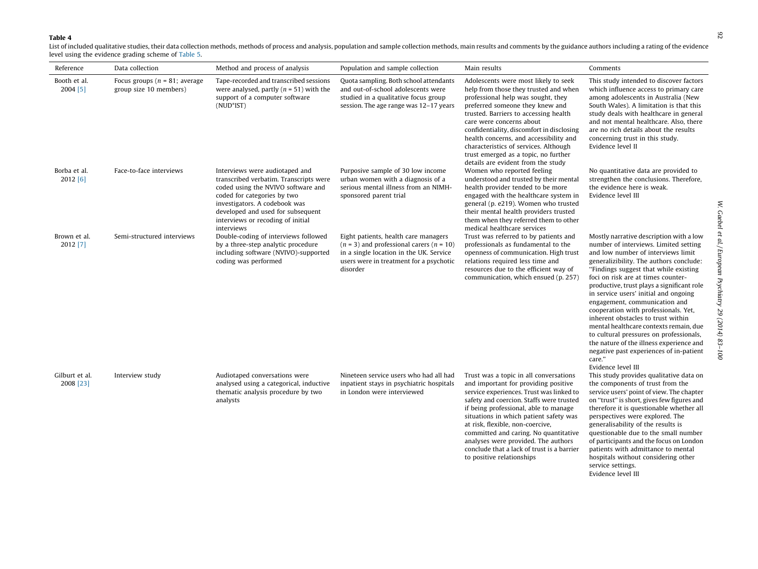**Table 4**

List of included qualitative studies, their data collection methods, methods of process and analysis, population and sample collection methods, main results and comments by the guidance authors including a rating of the evidence level using the evidence grading scheme of Table 5.

| Reference | Data collection | Method and process of analysis | Population and sample collection | Main results | Comments |
|---|---|---|---|---|---|
| Booth et al. 2004 [5] | Focus groups ($n$ = 81; average group size 10 members) | Tape-recorded and transcribed sessions were analysed, partly ($n$ = 51) with the support of a computer software (NUD*IST) | Quota sampling. Both school attendants and out-of-school adolescents were studied in a qualitative focus group session. The age range was 12–17 years | Adolescents were most likely to seek help from those they trusted and when professional help was sought, they preferred someone they knew and trusted. Barriers to accessing health care were concerns about confidentiality, discomfort in disclosing health concerns, and accessibility and characteristics of services. Although trust emerged as a topic, no further details are evident from the study | This study intended to discover factors which influence access to primary care among adolescents in Australia (New South Wales). A limitation is that this study deals with healthcare in general and not mental healthcare. Also, there are no rich details about the results concerning trust in this study. Evidence level II |
| Borba et al. 2012 [6] | Face-to-face interviews | Interviews were audiotaped and transcribed verbatim. Transcripts were coded using the NVIVO software and coded for categories by two investigators. A codebook was developed and used for subsequent interviews or recoding of initial interviews | Purposive sample of 30 low income urban women with a diagnosis of a serious mental illness from an NIMH-sponsored parent trial | Women who reported feeling understood and trusted by their mental health provider tended to be more engaged with the healthcare system in general (p. e219). Women who trusted their mental health providers trusted them when they referred them to other medical healthcare services | No quantitative data are provided to strengthen the conclusions. Therefore, the evidence here is weak. Evidence level III |
| Brown et al. 2012 [7] | Semi-structured interviews | Double-coding of interviews followed by a three-step analytic procedure including software (NVIVO)-supported coding was performed | Eight patients, health care managers ($n$ = 3) and professional carers ($n$ = 10) in a single location in the UK. Service users were in treatment for a psychotic disorder | Trust was referred to by patients and professionals as fundamental to the openness of communication. High trust relations required less time and resources due to the efficient way of communication, which ensued (p. 257) | Mostly narrative description with a low number of interviews. Limited setting and low number of interviews limit generalizibility. The authors conclude: "Findings suggest that while existing foci on risk are at times counter-productive, trust plays a significant role in service users' initial and ongoing engagement, communication and cooperation with professionals. Yet, inherent obstacles to trust within mental healthcare contexts remain, due to cultural pressures on professionals, the nature of the illness experience and negative past experiences of in-patient care." Evidence level III |
| Gilburt et al. 2008 [23] | Interview study | Audiotaped conversations were analysed using a categorical, inductive thematic analysis procedure by two analysts | Nineteen service users who had all had inpatient stays in psychiatric hospitals in London were interviewed | Trust was a topic in all conversations and important for providing positive service experiences. Trust was linked to safety and coercion. Staffs were trusted if being professional, able to manage situations in which patient safety was at risk, flexible, non-coercive, committed and caring. No quantitative analyses were provided. The authors conclude that a lack of trust is a barrier to positive relationships | This study provides qualitative data on the components of trust from the service users' point of view. The chapter on "trust" is short, gives few figures and therefore it is questionable whether all perspectives were explored. The generalisability of the results is questionable due to the small number of participants and the focus on London patients with admittance to mental hospitals without considering other service settings. Evidence level III |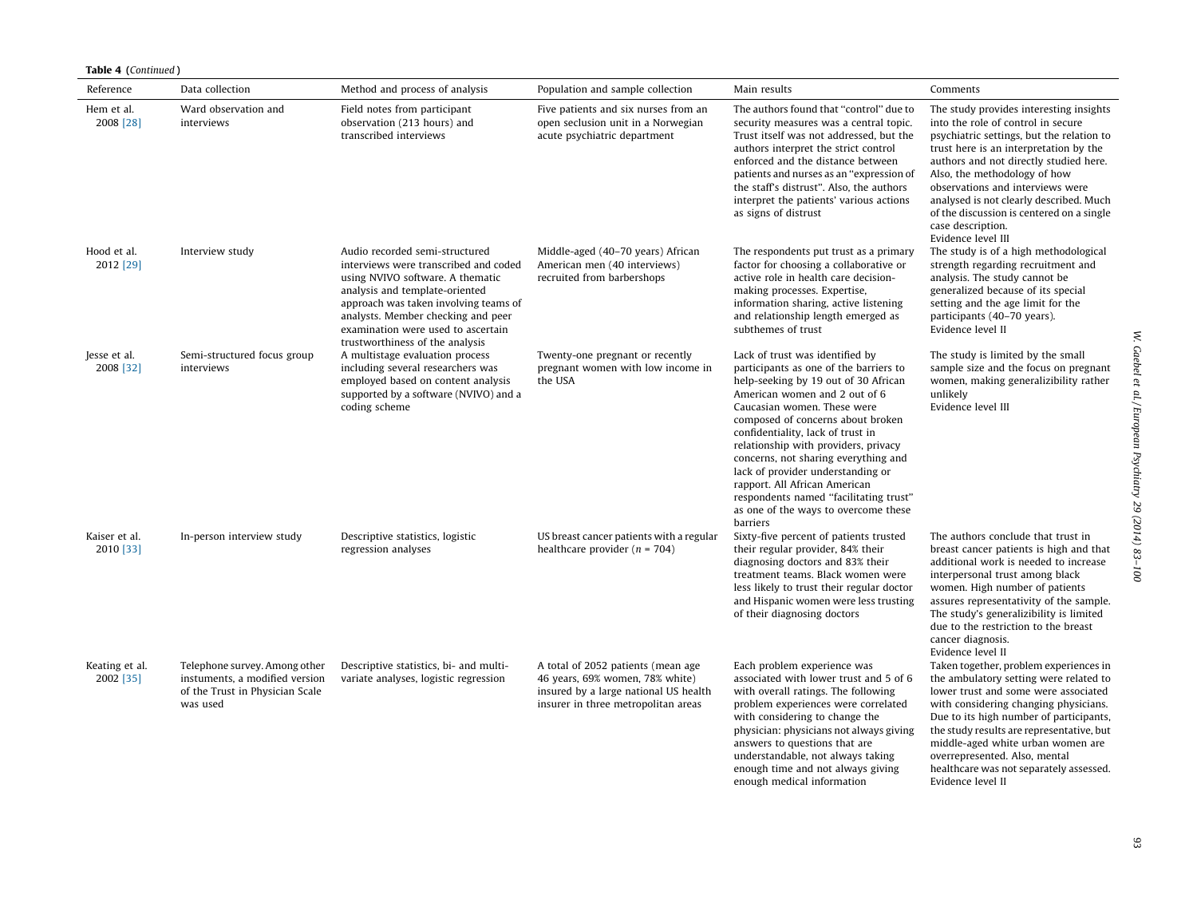**Table 4** (*Continued*)

| Reference | Data collection | Method and process of analysis | Population and sample collection | Main results | Comments |
|---|---|---|---|---|---|
| Hem et al. 2008 [28] | Ward observation and interviews | Field notes from participant observation (213 hours) and transcribed interviews | Five patients and six nurses from an open seclusion unit in a Norwegian acute psychiatric department | The authors found that "control" due to security measures was a central topic. Trust itself was not addressed, but the authors interpret the strict control enforced and the distance between patients and nurses as an "expression of the staff's distrust". Also, the authors interpret the patients' various actions as signs of distrust | The study provides interesting insights into the role of control in secure psychiatric settings, but the relation to trust here is an interpretation by the authors and not directly studied here. Also, the methodology of how observations and interviews were analysed is not clearly described. Much of the discussion is centered on a single case description. Evidence level III |
| Hood et al. 2012 [29] | Interview study | Audio recorded semi-structured interviews were transcribed and coded using NVIVO software. A thematic analysis and template-oriented approach was taken involving teams of analysts. Member checking and peer examination were used to ascertain trustworthiness of the analysis | Middle-aged (40–70 years) African American men (40 interviews) recruited from barbershops | The respondents put trust as a primary factor for choosing a collaborative or active role in health care decision-making processes. Expertise, information sharing, active listening and relationship length emerged as subthemes of trust | The study is of a high methodological strength regarding recruitment and analysis. The study cannot be generalized because of its special setting and the age limit for the participants (40–70 years). Evidence level II |
| Jesse et al. 2008 [32] | Semi-structured focus group interviews | A multistage evaluation process including several researchers was employed based on content analysis supported by a software (NVIVO) and a coding scheme | Twenty-one pregnant or recently pregnant women with low income in the USA | Lack of trust was identified by participants as one of the barriers to help-seeking by 19 out of 30 African American women and 2 out of 6 Caucasian women. These were composed of concerns about broken confidentiality, lack of trust in relationship with providers, privacy concerns, not sharing everything and lack of provider understanding or rapport. All African American respondents named "facilitating trust" as one of the ways to overcome these barriers | The study is limited by the small sample size and the focus on pregnant women, making generalizibility rather unlikely Evidence level III |
| Kaiser et al. 2010 [33] | In-person interview study | Descriptive statistics, logistic regression analyses | US breast cancer patients with a regular healthcare provider ($n = 704$) | Sixty-five percent of patients trusted their regular provider, 84% their diagnosing doctors and 83% their treatment teams. Black women were less likely to trust their regular doctor and Hispanic women were less trusting of their diagnosing doctors | The authors conclude that trust in breast cancer patients is high and that additional work is needed to increase interpersonal trust among black women. High number of patients assures representativity of the sample. The study's generalizibility is limited due to the restriction to the breast cancer diagnosis. Evidence level II |
| Keating et al. 2002 [35] | Telephone survey. Among other instuments, a modified version of the Trust in Physician Scale was used | Descriptive statistics, bi- and multi-variate analyses, logistic regression | A total of 2052 patients (mean age 46 years, 69% women, 78% white) insured by a large national US health insurer in three metropolitan areas | Each problem experience was associated with lower trust and 5 of 6 with overall ratings. The following problem experiences were correlated with considering to change the physician: physicians not always giving answers to questions that are understandable, not always taking enough time and not always giving enough medical information | Taken together, problem experiences in the ambulatory setting were related to lower trust and some were associated with considering changing physicians. Due to its high number of participants, the study results are representative, but middle-aged white urban women are overrepresented. Also, mental healthcare was not separately assessed. Evidence level II |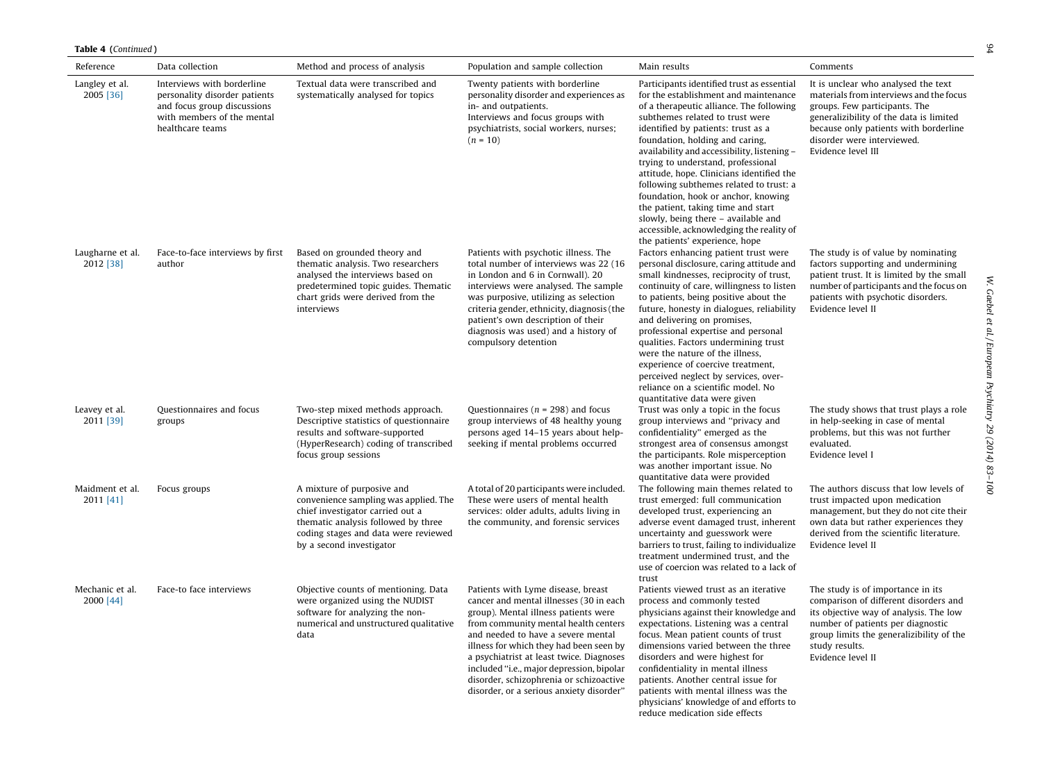**Table 4** (*Continued*)

| Reference | Data collection | Method and process of analysis | Population and sample collection | Main results | Comments |
|---|---|---|---|---|---|
| Langley et al. 2005 [36] | Interviews with borderline personality disorder patients and focus group discussions with members of the mental healthcare teams | Textual data were transcribed and systematically analysed for topics | Twenty patients with borderline personality disorder and experiences as in- and outpatients.<br>Interviews and focus groups with psychiatrists, social workers, nurses; ($n = 10$) | Participants identified trust as essential for the establishment and maintenance of a therapeutic alliance. The following subthemes related to trust were identified by patients: trust as a foundation, holding and caring, availability and accessibility, listening – trying to understand, professional attitude, hope. Clinicians identified the following subthemes related to trust: a foundation, hook or anchor, knowing the patient, taking time and start slowly, being there – available and accessible, acknowledging the reality of the patients' experience, hope | It is unclear who analysed the text materials from interviews and the focus groups. Few participants. The generalizibility of the data is limited because only patients with borderline disorder were interviewed.<br>Evidence level III |
| Laugharne et al. 2012 [38] | Face-to-face interviews by first author | Based on grounded theory and thematic analysis. Two researchers analysed the interviews based on predetermined topic guides. Thematic chart grids were derived from the interviews | Patients with psychotic illness. The total number of interviews was 22 (16 in London and 6 in Cornwall). 20 interviews were analysed. The sample was purposive, utilizing as selection criteria gender, ethnicity, diagnosis (the patient's own description of their diagnosis was used) and a history of compulsory detention | Factors enhancing patient trust were personal disclosure, caring attitude and small kindnesses, reciprocity of trust, continuity of care, willingness to listen to patients, being positive about the future, honesty in dialogues, reliability and delivering on promises, professional expertise and personal qualities. Factors undermining trust were the nature of the illness, experience of coercive treatment, perceived neglect by services, over-reliance on a scientific model. No quantitative data were given | The study is of value by nominating factors supporting and undermining patient trust. It is limited by the small number of participants and the focus on patients with psychotic disorders.<br>Evidence level II |
| Leavey et al. 2011 [39] | Questionnaires and focus groups | Two-step mixed methods approach. Descriptive statistics of questionnaire results and software-supported (HyperResearch) coding of transcribed focus group sessions | Questionnaires ($n = 298$) and focus group interviews of 48 healthy young persons aged 14–15 years about help-seeking if mental problems occurred | Trust was only a topic in the focus group interviews and "privacy and confidentiality" emerged as the strongest area of consensus amongst the participants. Role misperception was another important issue. No quantitative data were provided | The study shows that trust plays a role in help-seeking in case of mental problems, but this was not further evaluated.<br>Evidence level I |
| Maidment et al. 2011 [41] | Focus groups | A mixture of purposive and convenience sampling was applied. The chief investigator carried out a thematic analysis followed by three coding stages and data were reviewed by a second investigator | A total of 20 participants were included. These were users of mental health services: older adults, adults living in the community, and forensic services | The following main themes related to trust emerged: full communication developed trust, experiencing an adverse event damaged trust, inherent uncertainty and guesswork were barriers to trust, failing to individualize treatment undermined trust, and the use of coercion was related to a lack of trust | The authors discuss that low levels of trust impacted upon medication management, but they do not cite their own data but rather experiences they derived from the scientific literature.<br>Evidence level II |
| Mechanic et al. 2000 [44] | Face to face interviews | Objective counts of mentioning. Data were organized using the NUDIST software for analyzing the non-numerical and unstructured qualitative data | Patients with Lyme disease, breast cancer and mental illnesses (30 in each group). Mental illness patients were from community mental health centers and needed to have a severe mental illness for which they had been seen by a psychiatrist at least twice. Diagnoses included "i.e., major depression, bipolar disorder, schizophrenia or schizoactive disorder, or a serious anxiety disorder" | Patients viewed trust as an iterative process and commonly tested physicians against their knowledge and expectations. Listening was a central focus. Mean patient counts of trust dimensions varied between the three disorders and were highest for confidentiality in mental illness patients. Another central issue for patients with mental illness was the physicians' knowledge of and efforts to reduce medication side effects | The study is of importance in its comparison of different disorders and its objective way of analysis. The low number of patients per diagnostic group limits the generalizibility of the study results.<br>Evidence level II |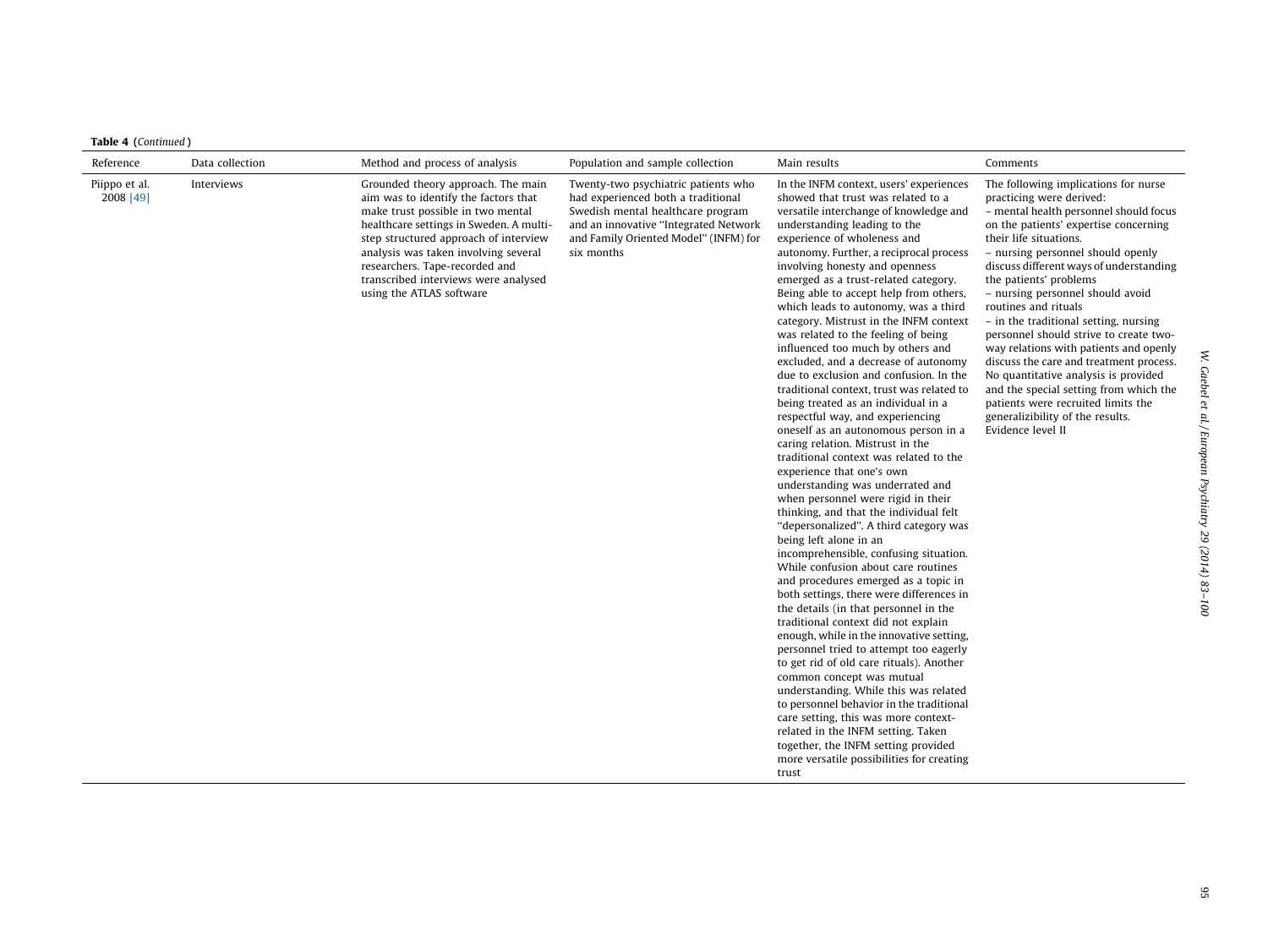**Table 4** (*Continued*)

| Reference | Data collection | Method and process of analysis | Population and sample collection | Main results | Comments |
|---|---|---|---|---|---|
| Piippo et al. 2008 [49] | Interviews | Grounded theory approach. The main aim was to identify the factors that make trust possible in two mental healthcare settings in Sweden. A multi-step structured approach of interview analysis was taken involving several researchers. Tape-recorded and transcribed interviews were analysed using the ATLAS software | Twenty-two psychiatric patients who had experienced both a traditional Swedish mental healthcare program and an innovative ''Integrated Network and Family Oriented Model'' (INFM) for six months | In the INFM context, users' experiences showed that trust was related to a versatile interchange of knowledge and understanding leading to the experience of wholeness and autonomy. Further, a reciprocal process involving honesty and openness emerged as a trust-related category. Being able to accept help from others, which leads to autonomy, was a third category. Mistrust in the INFM context was related to the feeling of being influenced too much by others and excluded, and a decrease of autonomy due to exclusion and confusion. In the traditional context, trust was related to being treated as an individual in a respectful way, and experiencing oneself as an autonomous person in a caring relation. Mistrust in the traditional context was related to the experience that one's own understanding was underrated and when personnel were rigid in their thinking, and that the individual felt ''depersonalized''. A third category was being left alone in an incomprehensible, confusing situation. While confusion about care routines and procedures emerged as a topic in both settings, there were differences in the details (in that personnel in the traditional context did not explain enough, while in the innovative setting, personnel tried to attempt too eagerly to get rid of old care rituals). Another common concept was mutual understanding. While this was related to personnel behavior in the traditional care setting, this was more context-related in the INFM setting. Taken together, the INFM setting provided more versatile possibilities for creating trust | The following implications for nurse practicing were derived: – mental health personnel should focus on the patients' expertise concerning their life situations. – nursing personnel should openly discuss different ways of understanding the patients' problems – nursing personnel should avoid routines and rituals – in the traditional setting, nursing personnel should strive to create two-way relations with patients and openly discuss the care and treatment process. No quantitative analysis is provided and the special setting from which the patients were recruited limits the generalizibility of the results. Evidence level II |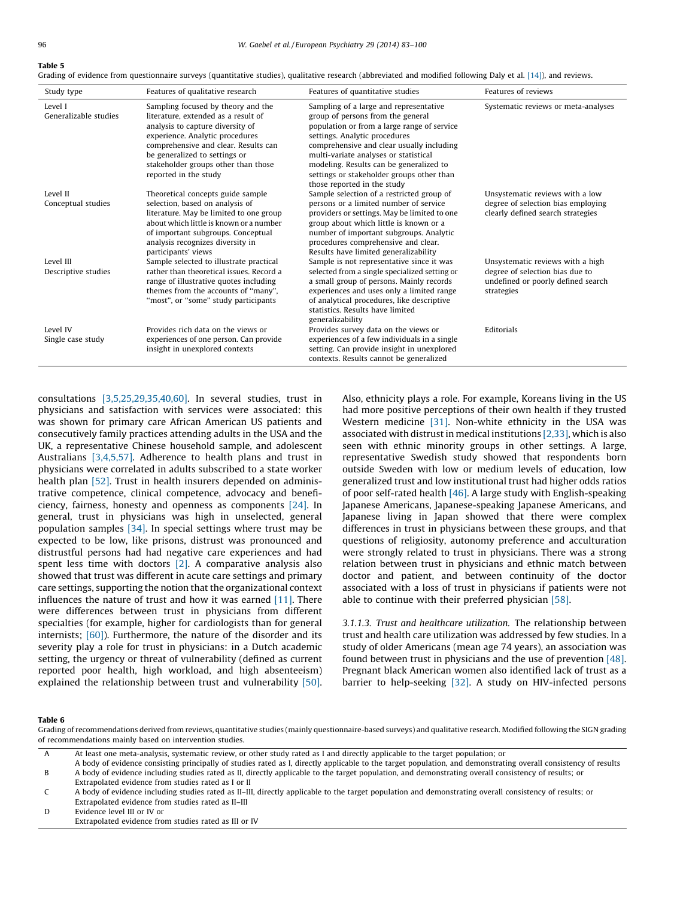**Table 5**
Grading of evidence from questionnaire surveys (quantitative studies), qualitative research (abbreviated and modified following Daly et al. [14]), and reviews.

| Study type | Features of qualitative research | Features of quantitative studies | Features of reviews |
|---|---|---|---|
| Level I<br>Generalizable studies | Sampling focused by theory and the literature, extended as a result of analysis to capture diversity of experience. Analytic procedures comprehensive and clear. Results can be generalized to settings or stakeholder groups other than those reported in the study | Sampling of a large and representative group of persons from the general population or from a large range of service settings. Analytic procedures comprehensive and clear usually including multi-variate analyses or statistical modeling. Results can be generalized to settings or stakeholder groups other than those reported in the study | Systematic reviews or meta-analyses |
| Level II<br>Conceptual studies | Theoretical concepts guide sample selection, based on analysis of literature. May be limited to one group about which little is known or a number of important subgroups. Conceptual analysis recognizes diversity in participants' views | Sample selection of a restricted group of persons or a limited number of service providers or settings. May be limited to one group about which little is known or a number of important subgroups. Analytic procedures comprehensive and clear. Results have limited generalizability | Unsystematic reviews with a low degree of selection bias employing clearly defined search strategies |
| Level III<br>Descriptive studies | Sample selected to illustrate practical rather than theoretical issues. Record a range of illustrative quotes including themes from the accounts of "many", "most", or "some" study participants | Sample is not representative since it was selected from a single specialized setting or a small group of persons. Mainly records experiences and uses only a limited range of analytical procedures, like descriptive statistics. Results have limited generalizability | Unsystematic reviews with a high degree of selection bias due to undefined or poorly defined search strategies |
| Level IV<br>Single case study | Provides rich data on the views or experiences of one person. Can provide insight in unexplored contexts | Provides survey data on the views or experiences of a few individuals in a single setting. Can provide insight in unexplored contexts. Results cannot be generalized | Editorials |

consultations [3,5,25,29,35,40,60]. In several studies, trust in physicians and satisfaction with services were associated: this was shown for primary care African American US patients and consecutively family practices attending adults in the USA and the UK, a representative Chinese household sample, and adolescent Australians [3,4,5,57]. Adherence to health plans and trust in physicians were correlated in adults subscribed to a state worker health plan [52]. Trust in health insurers depended on administrative competence, clinical competence, advocacy and beneficiency, fairness, honesty and openness as components [24]. In general, trust in physicians was high in unselected, general population samples [34]. In special settings where trust may be expected to be low, like prisons, distrust was pronounced and distrustful persons had had negative care experiences and had spent less time with doctors [2]. A comparative analysis also showed that trust was different in acute care settings and primary care settings, supporting the notion that the organizational context influences the nature of trust and how it was earned [11]. There were differences between trust in physicians from different specialties (for example, higher for cardiologists than for general internists; [60]). Furthermore, the nature of the disorder and its severity play a role for trust in physicians: in a Dutch academic setting, the urgency or threat of vulnerability (defined as current reported poor health, high workload, and high absenteeism) explained the relationship between trust and vulnerability [50]. Also, ethnicity plays a role. For example, Koreans living in the US had more positive perceptions of their own health if they trusted Western medicine [31]. Non-white ethnicity in the USA was associated with distrust in medical institutions [2,33], which is also seen with ethnic minority groups in other settings. A large, representative Swedish study showed that respondents born outside Sweden with low or medium levels of education, low generalized trust and low institutional trust had higher odds ratios of poor self-rated health [46]. A large study with English-speaking Japanese Americans, Japanese-speaking Japanese Americans, and Japanese living in Japan showed that there were complex differences in trust in physicians between these groups, and that questions of religiosity, autonomy preference and acculturation were strongly related to trust in physicians. There was a strong relation between trust in physicians and ethnic match between doctor and patient, and between continuity of the doctor associated with a loss of trust in physicians if patients were not able to continue with their preferred physician [58].

*3.1.1.3. Trust and healthcare utilization.* The relationship between trust and health care utilization was addressed by few studies. In a study of older Americans (mean age 74 years), an association was found between trust in physicians and the use of prevention [48]. Pregnant black American women also identified lack of trust as a barrier to help-seeking [32]. A study on HIV-infected persons

**Table 6**
Grading of recommendations derived from reviews, quantitative studies (mainly questionnaire-based surveys) and qualitative research. Modified following the SIGN grading of recommendations mainly based on intervention studies.

| | |
|---|---|
| A | At least one meta-analysis, systematic review, or other study rated as I and directly applicable to the target population; or<br>A body of evidence consisting principally of studies rated as I, directly applicable to the target population, and demonstrating overall consistency of results |
| B | A body of evidence including studies rated as II, directly applicable to the target population, and demonstrating overall consistency of results; or<br>Extrapolated evidence from studies rated as I or II |
| C | A body of evidence including studies rated as II–III, directly applicable to the target population and demonstrating overall consistency of results; or<br>Extrapolated evidence from studies rated as II–III |
| D | Evidence level III or IV or<br>Extrapolated evidence from studies rated as III or IV |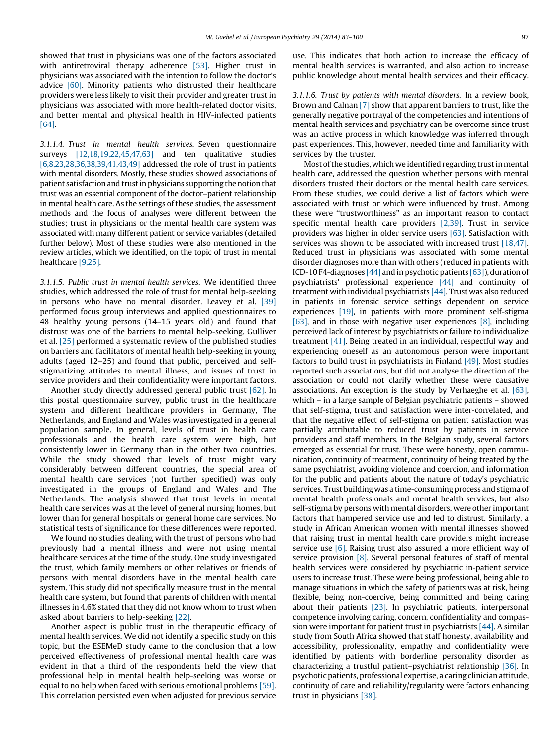showed that trust in physicians was one of the factors associated with antiretroviral therapy adherence [53]. Higher trust in physicians was associated with the intention to follow the doctor's advice [60]. Minority patients who distrusted their healthcare providers were less likely to visit their provider and greater trust in physicians was associated with more health-related doctor visits, and better mental and physical health in HIV-infected patients [64].

*3.1.1.4. Trust in mental health services.* Seven questionnaire surveys [12,18,19,22,45,47,63] and ten qualitative studies [6,8,23,28,36,38,39,41,43,49] addressed the role of trust in patients with mental disorders. Mostly, these studies showed associations of patient satisfaction and trust in physicians supporting the notion that trust was an essential component of the doctor–patient relationship in mental health care. As the settings of these studies, the assessment methods and the focus of analyses were different between the studies; trust in physicians or the mental health care system was associated with many different patient or service variables (detailed further below). Most of these studies were also mentioned in the review articles, which we identified, on the topic of trust in mental healthcare [9,25].

*3.1.1.5. Public trust in mental health services.* We identified three studies, which addressed the role of trust for mental help-seeking in persons who have no mental disorder. Leavey et al. [39] performed focus group interviews and applied questionnaires to 48 healthy young persons (14–15 years old) and found that distrust was one of the barriers to mental help-seeking. Gulliver et al. [25] performed a systematic review of the published studies on barriers and facilitators of mental health help-seeking in young adults (aged 12–25) and found that public, perceived and self-stigmatizing attitudes to mental illness, and issues of trust in service providers and their confidentiality were important factors.

Another study directly addressed general public trust [62]. In this postal questionnaire survey, public trust in the healthcare system and different healthcare providers in Germany, The Netherlands, and England and Wales was investigated in a general population sample. In general, levels of trust in health care professionals and the health care system were high, but consistently lower in Germany than in the other two countries. While the study showed that levels of trust might vary considerably between different countries, the special area of mental health care services (not further specified) was only investigated in the groups of England and Wales and The Netherlands. The analysis showed that trust levels in mental health care services was at the level of general nursing homes, but lower than for general hospitals or general home care services. No statistical tests of significance for these differences were reported.

We found no studies dealing with the trust of persons who had previously had a mental illness and were not using mental healthcare services at the time of the study. One study investigated the trust, which family members or other relatives or friends of persons with mental disorders have in the mental health care system. This study did not specifically measure trust in the mental health care system, but found that parents of children with mental illnesses in 4.6% stated that they did not know whom to trust when asked about barriers to help-seeking [22].

Another aspect is public trust in the therapeutic efficacy of mental health services. We did not identify a specific study on this topic, but the ESEMeD study came to the conclusion that a low perceived effectiveness of professional mental health care was evident in that a third of the respondents held the view that professional help in mental health help-seeking was worse or equal to no help when faced with serious emotional problems [59]. This correlation persisted even when adjusted for previous service use. This indicates that both action to increase the efficacy of mental health services is warranted, and also action to increase public knowledge about mental health services and their efficacy.

*3.1.1.6. Trust by patients with mental disorders.* In a review book, Brown and Calnan [7] show that apparent barriers to trust, like the generally negative portrayal of the competencies and intentions of mental health services and psychiatry can be overcome since trust was an active process in which knowledge was inferred through past experiences. This, however, needed time and familiarity with services by the truster.

Most of the studies, which we identified regarding trust in mental health care, addressed the question whether persons with mental disorders trusted their doctors or the mental health care services. From these studies, we could derive a list of factors which were associated with trust or which were influenced by trust. Among these were "trustworthiness" as an important reason to contact specific mental health care providers [2,39]. Trust in service providers was higher in older service users [63]. Satisfaction with services was shown to be associated with increased trust [18,47]. Reduced trust in physicians was associated with some mental disorder diagnoses more than with others (reduced in patients with ICD-10 F4-diagnoses [44] and in psychotic patients [63]), duration of psychiatrists' professional experience [44] and continuity of treatment with individual psychiatrists [44]. Trust was also reduced in patients in forensic service settings dependent on service experiences [19], in patients with more prominent self-stigma [63], and in those with negative user experiences [8], including perceived lack of interest by psychiatrists or failure to individualize treatment [41]. Being treated in an individual, respectful way and experiencing oneself as an autonomous person were important factors to build trust in psychiatrists in Finland [49]. Most studies reported such associations, but did not analyse the direction of the association or could not clarify whether these were causative associations. An exception is the study by Verhaeghe et al. [63], which – in a large sample of Belgian psychiatric patients – showed that self-stigma, trust and satisfaction were inter-correlated, and that the negative effect of self-stigma on patient satisfaction was partially attributable to reduced trust by patients in service providers and staff members. In the Belgian study, several factors emerged as essential for trust. These were honesty, open communication, continuity of treatment, continuity of being treated by the same psychiatrist, avoiding violence and coercion, and information for the public and patients about the nature of today's psychiatric services. Trust building was a time-consuming process and stigma of mental health professionals and mental health services, but also self-stigma by persons with mental disorders, were other important factors that hampered service use and led to distrust. Similarly, a study in African American women with mental illnesses showed that raising trust in mental health care providers might increase service use [6]. Raising trust also assured a more efficient way of service provision [8]. Several personal features of staff of mental health services were considered by psychiatric in-patient service users to increase trust. These were being professional, being able to manage situations in which the safety of patients was at risk, being flexible, being non-coercive, being committed and being caring about their patients [23]. In psychiatric patients, interpersonal competence involving caring, concern, confidentiality and compassion were important for patient trust in psychiatrists [44]. A similar study from South Africa showed that staff honesty, availability and accessibility, professionality, empathy and confidentiality were identified by patients with borderline personality disorder as characterizing a trustful patient–psychiatrist relationship [36]. In psychotic patients, professional expertise, a caring clinician attitude, continuity of care and reliability/regularity were factors enhancing trust in physicians [38].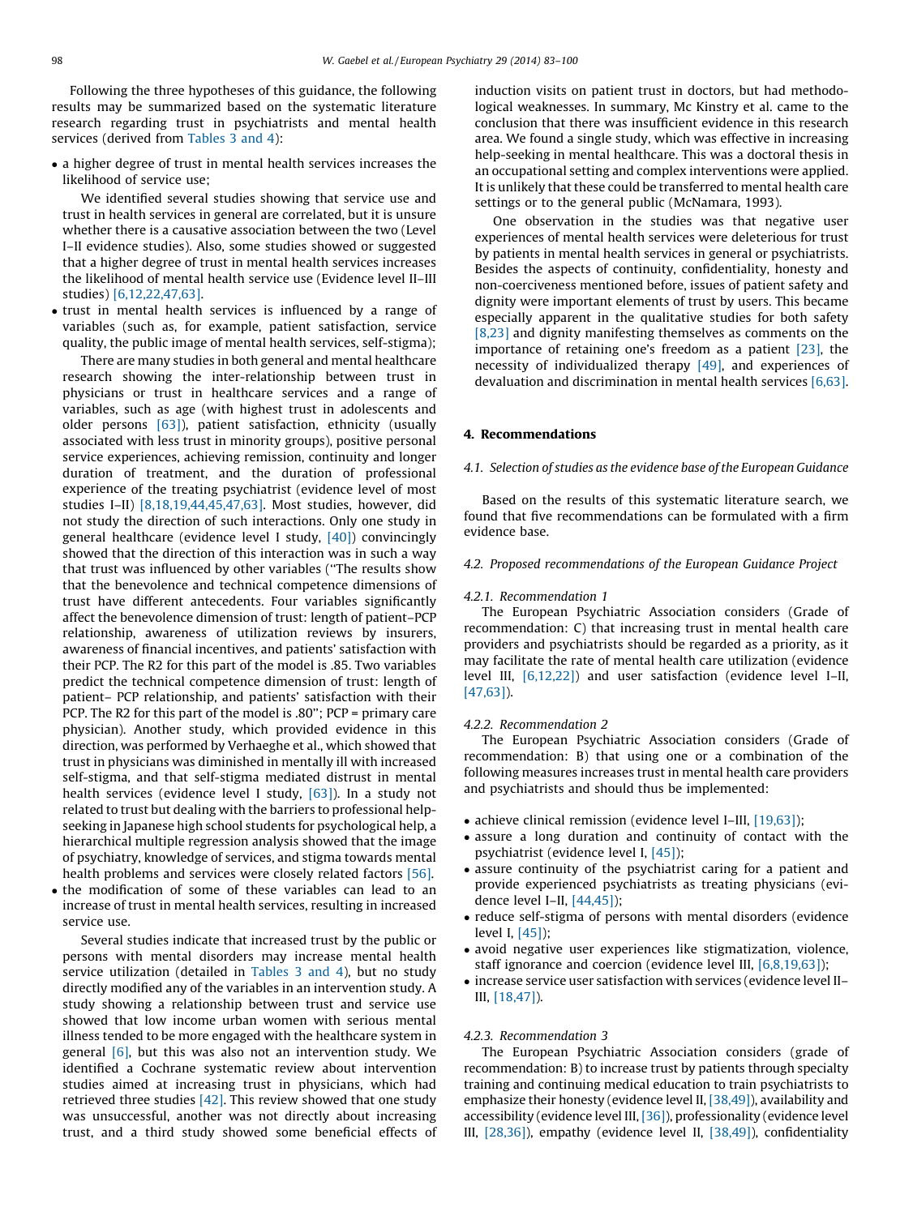Following the three hypotheses of this guidance, the following results may be summarized based on the systematic literature research regarding trust in psychiatrists and mental health services (derived from Tables 3 and 4):

- a higher degree of trust in mental health services increases the likelihood of service use;

  We identified several studies showing that service use and trust in health services in general are correlated, but it is unsure whether there is a causative association between the two (Level I–II evidence studies). Also, some studies showed or suggested that a higher degree of trust in mental health services increases the likelihood of mental health service use (Evidence level II–III studies) [6,12,22,47,63].
- trust in mental health services is influenced by a range of variables (such as, for example, patient satisfaction, service quality, the public image of mental health services, self-stigma);

  There are many studies in both general and mental healthcare research showing the inter-relationship between trust in physicians or trust in healthcare services and a range of variables, such as age (with highest trust in adolescents and older persons [63]), patient satisfaction, ethnicity (usually associated with less trust in minority groups), positive personal service experiences, achieving remission, continuity and longer duration of treatment, and the duration of professional experience of the treating psychiatrist (evidence level of most studies I–II) [8,18,19,44,45,47,63]. Most studies, however, did not study the direction of such interactions. Only one study in general healthcare (evidence level I study, [40]) convincingly showed that the direction of this interaction was in such a way that trust was influenced by other variables ("The results show that the benevolence and technical competence dimensions of trust have different antecedents. Four variables significantly affect the benevolence dimension of trust: length of patient–PCP relationship, awareness of utilization reviews by insurers, awareness of financial incentives, and patients' satisfaction with their PCP. The R2 for this part of the model is .85. Two variables predict the technical competence dimension of trust: length of patient– PCP relationship, and patients' satisfaction with their PCP. The R2 for this part of the model is .80"; PCP = primary care physician). Another study, which provided evidence in this direction, was performed by Verhaeghe et al., which showed that trust in physicians was diminished in mentally ill with increased self-stigma, and that self-stigma mediated distrust in mental health services (evidence level I study, [63]). In a study not related to trust but dealing with the barriers to professional help-seeking in Japanese high school students for psychological help, a hierarchical multiple regression analysis showed that the image of psychiatry, knowledge of services, and stigma towards mental health problems and services were closely related factors [56].
- the modification of some of these variables can lead to an increase of trust in mental health services, resulting in increased service use.

  Several studies indicate that increased trust by the public or persons with mental disorders may increase mental health service utilization (detailed in Tables 3 and 4), but no study directly modified any of the variables in an intervention study. A study showing a relationship between trust and service use showed that low income urban women with serious mental illness tended to be more engaged with the healthcare system in general [6], but this was also not an intervention study. We identified a Cochrane systematic review about intervention studies aimed at increasing trust in physicians, which had retrieved three studies [42]. This review showed that one study was unsuccessful, another was not directly about increasing trust, and a third study showed some beneficial effects of induction visits on patient trust in doctors, but had methodological weaknesses. In summary, Mc Kinstry et al. came to the conclusion that there was insufficient evidence in this research area. We found a single study, which was effective in increasing help-seeking in mental healthcare. This was a doctoral thesis in an occupational setting and complex interventions were applied. It is unlikely that these could be transferred to mental health care settings or to the general public (McNamara, 1993).

  One observation in the studies was that negative user experiences of mental health services were deleterious for trust by patients in mental health services in general or psychiatrists. Besides the aspects of continuity, confidentiality, honesty and non-coerciveness mentioned before, issues of patient safety and dignity were important elements of trust by users. This became especially apparent in the qualitative studies for both safety [8,23] and dignity manifesting themselves as comments on the importance of retaining one's freedom as a patient [23], the necessity of individualized therapy [49], and experiences of devaluation and discrimination in mental health services [6,63].

## 4. Recommendations

### 4.1. Selection of studies as the evidence base of the European Guidance

Based on the results of this systematic literature search, we found that five recommendations can be formulated with a firm evidence base.

### 4.2. Proposed recommendations of the European Guidance Project

#### 4.2.1. Recommendation 1

The European Psychiatric Association considers (Grade of recommendation: C) that increasing trust in mental health care providers and psychiatrists should be regarded as a priority, as it may facilitate the rate of mental health care utilization (evidence level III, [6,12,22]) and user satisfaction (evidence level I–II, [47,63]).

#### 4.2.2. Recommendation 2

The European Psychiatric Association considers (Grade of recommendation: B) that using one or a combination of the following measures increases trust in mental health care providers and psychiatrists and should thus be implemented:

- achieve clinical remission (evidence level I–III, [19,63]);
- assure a long duration and continuity of contact with the psychiatrist (evidence level I, [45]);
- assure continuity of the psychiatrist caring for a patient and provide experienced psychiatrists as treating physicians (evidence level I–II, [44,45]);
- reduce self-stigma of persons with mental disorders (evidence level I, [45]);
- avoid negative user experiences like stigmatization, violence, staff ignorance and coercion (evidence level III, [6,8,19,63]);
- increase service user satisfaction with services (evidence level II–III, [18,47]).

#### 4.2.3. Recommendation 3

The European Psychiatric Association considers (grade of recommendation: B) to increase trust by patients through specialty training and continuing medical education to train psychiatrists to emphasize their honesty (evidence level II, [38,49]), availability and accessibility (evidence level III, [36]), professionality (evidence level III, [28,36]), empathy (evidence level II, [38,49]), confidentiality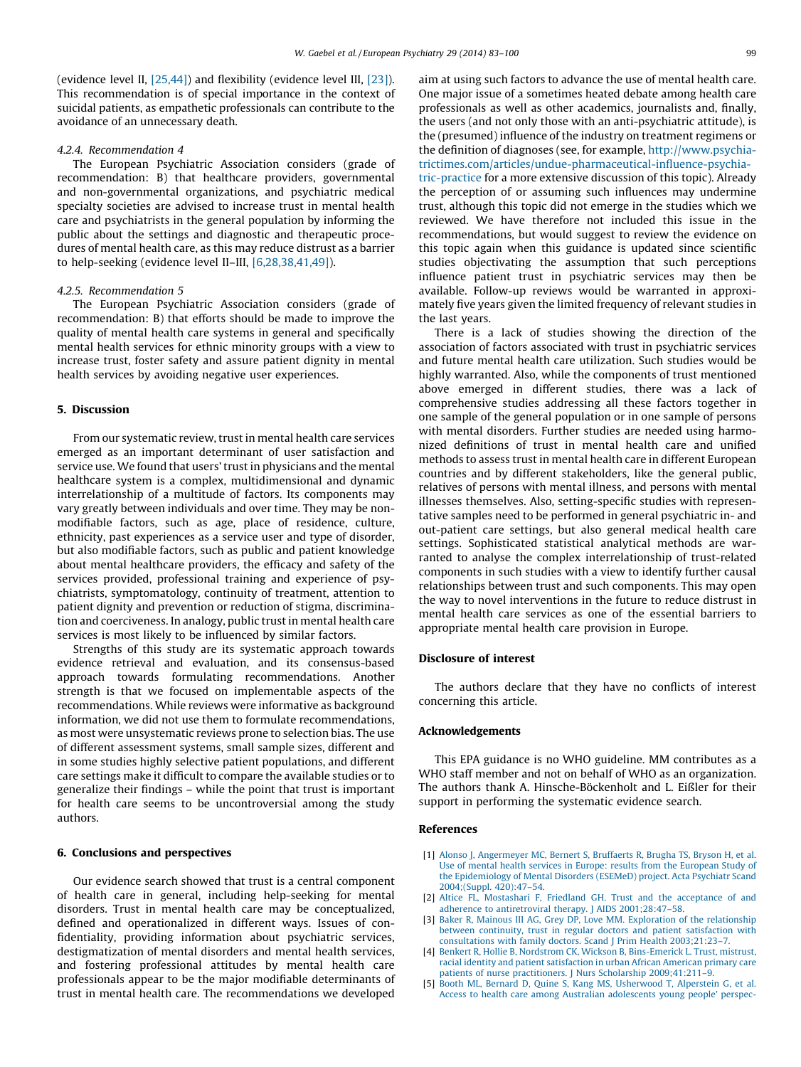(evidence level II, [25,44]) and flexibility (evidence level III, [23]). This recommendation is of special importance in the context of suicidal patients, as empathetic professionals can contribute to the avoidance of an unnecessary death.

#### 4.2.4. Recommendation 4

The European Psychiatric Association considers (grade of recommendation: B) that healthcare providers, governmental and non-governmental organizations, and psychiatric medical specialty societies are advised to increase trust in mental health care and psychiatrists in the general population by informing the public about the settings and diagnostic and therapeutic procedures of mental health care, as this may reduce distrust as a barrier to help-seeking (evidence level II–III, [6,28,38,41,49]).

#### 4.2.5. Recommendation 5

The European Psychiatric Association considers (grade of recommendation: B) that efforts should be made to improve the quality of mental health care systems in general and specifically mental health services for ethnic minority groups with a view to increase trust, foster safety and assure patient dignity in mental health services by avoiding negative user experiences.

## 5. Discussion

From our systematic review, trust in mental health care services emerged as an important determinant of user satisfaction and service use. We found that users' trust in physicians and the mental healthcare system is a complex, multidimensional and dynamic interrelationship of a multitude of factors. Its components may vary greatly between individuals and over time. They may be non-modifiable factors, such as age, place of residence, culture, ethnicity, past experiences as a service user and type of disorder, but also modifiable factors, such as public and patient knowledge about mental healthcare providers, the efficacy and safety of the services provided, professional training and experience of psychiatrists, symptomatology, continuity of treatment, attention to patient dignity and prevention or reduction of stigma, discrimination and coerciveness. In analogy, public trust in mental health care services is most likely to be influenced by similar factors.

Strengths of this study are its systematic approach towards evidence retrieval and evaluation, and its consensus-based approach towards formulating recommendations. Another strength is that we focused on implementable aspects of the recommendations. While reviews were informative as background information, we did not use them to formulate recommendations, as most were unsystematic reviews prone to selection bias. The use of different assessment systems, small sample sizes, different and in some studies highly selective patient populations, and different care settings make it difficult to compare the available studies or to generalize their findings – while the point that trust is important for health care seems to be uncontroversial among the study authors.

## 6. Conclusions and perspectives

Our evidence search showed that trust is a central component of health care in general, including help-seeking for mental disorders. Trust in mental health care may be conceptualized, defined and operationalized in different ways. Issues of confidentiality, providing information about psychiatric services, destigmatization of mental disorders and mental health services, and fostering professional attitudes by mental health care professionals appear to be the major modifiable determinants of trust in mental health care. The recommendations we developed aim at using such factors to advance the use of mental health care. One major issue of a sometimes heated debate among health care professionals as well as other academics, journalists and, finally, the users (and not only those with an anti-psychiatric attitude), is the (presumed) influence of the industry on treatment regimens or the definition of diagnoses (see, for example, http://www.psychiatrictimes.com/articles/undue-pharmaceutical-influence-psychiatric-practice for a more extensive discussion of this topic). Already the perception of or assuming such influences may undermine trust, although this topic did not emerge in the studies which we reviewed. We have therefore not included this issue in the recommendations, but would suggest to review the evidence on this topic again when this guidance is updated since scientific studies objectivating the assumption that such perceptions influence patient trust in psychiatric services may then be available. Follow-up reviews would be warranted in approximately five years given the limited frequency of relevant studies in the last years.

There is a lack of studies showing the direction of the association of factors associated with trust in psychiatric services and future mental health care utilization. Such studies would be highly warranted. Also, while the components of trust mentioned above emerged in different studies, there was a lack of comprehensive studies addressing all these factors together in one sample of the general population or in one sample of persons with mental disorders. Further studies are needed using harmonized definitions of trust in mental health care and unified methods to assess trust in mental health care in different European countries and by different stakeholders, like the general public, relatives of persons with mental illness, and persons with mental illnesses themselves. Also, setting-specific studies with representative samples need to be performed in general psychiatric in- and out-patient care settings, but also general medical health care settings. Sophisticated statistical analytical methods are warranted to analyse the complex interrelationship of trust-related components in such studies with a view to identify further causal relationships between trust and such components. This may open the way to novel interventions in the future to reduce distrust in mental health care services as one of the essential barriers to appropriate mental health care provision in Europe.

## Disclosure of interest

The authors declare that they have no conflicts of interest concerning this article.

## Acknowledgements

This EPA guidance is no WHO guideline. MM contributes as a WHO staff member and not on behalf of WHO as an organization. The authors thank A. Hinsche-Böckenholt and L. Eißler for their support in performing the systematic evidence search.

## References

[1] Alonso J, Angermeyer MC, Bernert S, Bruffaerts R, Brugha TS, Bryson H, et al. Use of mental health services in Europe: results from the European Study of the Epidemiology of Mental Disorders (ESEMeD) project. Acta Psychiatr Scand 2004;(Suppl. 420):47–54.

[2] Altice FL, Mostashari F, Friedland GH. Trust and the acceptance of and adherence to antiretroviral therapy. J AIDS 2001;28:47–58.

[3] Baker R, Mainous III AG, Grey DP, Love MM. Exploration of the relationship between continuity, trust in regular doctors and patient satisfaction with consultations with family doctors. Scand J Prim Health 2003;21:23–7.

[4] Benkert R, Hollie B, Nordstrom CK, Wickson B, Bins-Emerick L. Trust, mistrust, racial identity and patient satisfaction in urban African American primary care patients of nurse practitioners. J Nurs Scholarship 2009;41:211–9.

[5] Booth ML, Bernard D, Quine S, Kang MS, Usherwood T, Alperstein G, et al. Access to health care among Australian adolescents young people' perspec-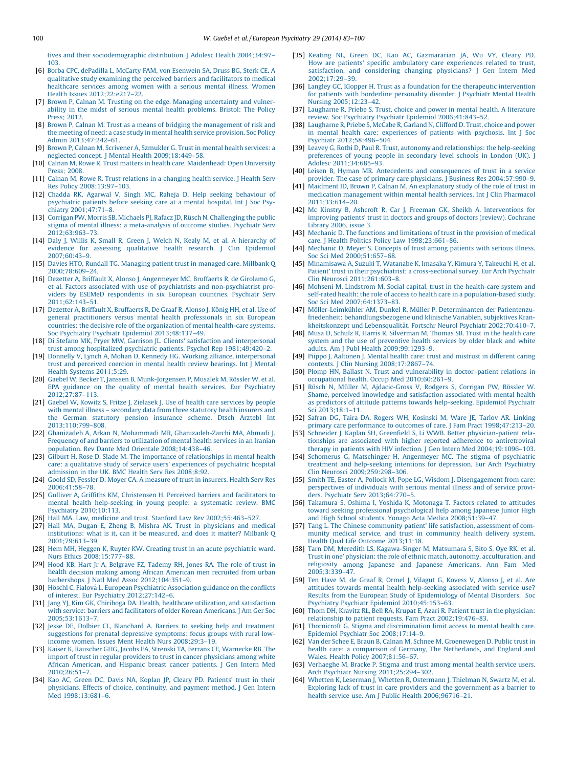tives and their sociodemographic distribution. J Adolesc Health 2004;34:97–103.

[6] Borba CPC, dePadilla L, McCarty FAM, von Esenwein SA, Druss BG, Sterk CE. A qualitative study examining the perceived barriers and facilitators to medical healthcare services among women with a serious mental illness. Women Health Issues 2012;22:e217–22.

[7] Brown P, Calnan M. Trusting on the edge. Managing uncertainty and vulnerability in the midst of serious mental health problems. Bristol: The Policy Press; 2012.

[8] Brown P, Calnan M. Trust as a means of bridging the management of risk and the meeting of need: a case study in mental health service provision. Soc Policy Admin 2013;47:242–61.

[9] Brown P, Calnan M, Scrivener A, Szmukler G. Trust in mental health services: a neglected concept. J Mental Health 2009;18:449–58.

[10] Calnan M, Rowe R. Trust matters in health care. Maidenhead: Open University Press; 2008.

[11] Calnan M, Rowe R. Trust relations in a changing health service. J Health Serv Res Policy 2008;13:97–103.

[12] Chadda RK, Agarwal V, Singh MC, Raheja D. Help seeking behaviour of psychiatric patients before seeking care at a mental hospital. Int J Soc Psychiatry 2001;47:71–8.

[13] Corrigan PW, Morris SB, Michaels PJ, Rafacz JD, Rüsch N. Challenging the public stigma of mental illness: a meta-analysis of outcome studies. Psychiatr Serv 2012;63:963–73.

[14] Daly J, Willis K, Small R, Green J, Welch N, Kealy M, et al. A hierarchy of evidence for assessing qualitative health research. J Clin Epidemiol 2007;60:43–9.

[15] Davies HTO, Rundall TG. Managing patient trust in managed care. Millbank Q 2000;78:609–24.

[16] Dezetter A, Briffault X, Alonso J, Angermeyer MC, Bruffaerts R, de Girolamo G, et al. Factors associated with use of psychiatrists and non-psychiatrist providers by ESEMeD respondents in six European countries. Psychiatr Serv 2011;62:143–51.

[17] Dezetter A, Briffault X, Bruffaerts R, De Graaf R, Alonso J, König HH, et al. Use of general practitioners versus mental health professionals in six European countries: the decisive role of the organization of mental health-care systems. Soc Psychiatry Psychiatr Epidemiol 2013;48:137–49.

[18] Di Stefano MK, Pryer MW, Garrison JL. Clients' satisfaction and interpersonal trust among hospitalized psychiatric patients. Psychol Rep 1981;49:420–2.

[19] Donnelly V, Lynch A, Mohan D, Kennedy HG. Working alliance, interpersonal trust and perceived coercion in mental health review hearings. Int J Mental Health Systems 2011;5:29.

[20] Gaebel W, Becker T, Janssen B, Munk-Jorgensen P, Musalek M, Rössler W, et al. EPA guidance on the quality of mental health services. Eur Psychiatry 2012;27:87–113.

[21] Gaebel W, Kowitz S, Fritze J, Zielasek J. Use of health care services by people with mental illness – secondary data from three statutory health insurers and the German statutory pension insurance scheme. Dtsch Arztebl Int 2013;110:799–808.

[22] Ghanizadeh A, Arkan N, Mohammadi MR, Ghanizadeh-Zarchi MA, Ahmadi J. Frequency of and barriers to utilization of mental health services in an Iranian population. Rev Dante Med Orientale 2008;14:438–46.

[23] Gilburt H, Rose D, Slade M. The importance of relationships in mental health care: a qualitative study of service users' experiences of psychiatric hospital admission in the UK. BMC Health Serv Res 2008;8:92.

[24] Goold SD, Fessler D, Moyer CA. A measure of trust in insurers. Health Serv Res 2006;41:58–78.

[25] Gulliver A, Griffiths KM, Christensen H. Perceived barriers and facilitators to mental health help-seeking in young people: a systematic review. BMC Psychiatry 2010;10:113.

[26] Hall MA. Law, medicine and trust. Stanford Law Rev 2002;55:463–527.

[27] Hall MA, Dugan E, Zheng B, Mishra AK. Trust in physicians and medical institutions: what is it, can it be measured, and does it matter? Milbank Q 2001;79:613–39.

[28] Hem MH, Heggen K, Ruyter KW. Creating trust in an acute psychiatric ward. Nurs Ethics 2008;15:777–88.

[29] Hood KB, Hart Jr A, Belgrave FZ, Tademy RH, Jones RA. The role of trust in health decision making among African American men recruited from urban barbershops. J Natl Med Assoc 2012;104:351–9.

[30] Höschl C, Fialová L. European Psychiatric Association guidance on the conflicts of interest. Eur Psychiatry 2012;27:142–6.

[31] Jang YJ, Kim GK, Chiriboga DA. Health, healthcare utilization, and satisfaction with service: barriers and facilitators of older Korean Americans. J Am Ger Soc 2005;53:1613–7.

[32] Jesse DE, Dolbier CL, Blanchard A. Barriers to seeking help and treatment suggestions for prenatal depressive symptoms: focus groups with rural low-income women. Issues Ment Health Nurs 2008;29:3–19.

[33] Kaiser K, Rauscher GHG, Jacobs EA, Strenski TA, Ferrans CE, Warnecke RB. The import of trust in regular providers to trust in cancer physicians among white African American, and Hispanic breast cancer patients. J Gen Intern Med 2010;26:51–7.

[34] Kao AC, Green DC, Davis NA, Koplan JP, Cleary PD. Patients' trust in their physicians. Effects of choice, continuity, and payment method. J Gen Intern Med 1998;13:681–6.

[35] Keating NL, Green DC, Kao AC, Gazmararian JA, Wu VY, Cleary PD. How are patients' specific ambulatory care experiences related to trust, satisfaction, and considering changing physicians? J Gen Intern Med 2002;17:29–39.

[36] Langley GC, Klopper H. Trust as a foundation for the therapeutic intervention for patients with borderline personality disorder. J Psychiatr Mental Health Nursing 2005;12:23–42.

[37] Laugharne R, Priebe S. Trust, choice and power in mental health. A literature review. Soc Psychiatry Psychiatr Epidemiol 2006;41:843–52.

[38] Laugharne R, Priebe S, McCabe R, Garland N, Clifford D. Trust, choice and power in mental health care: experiences of patients with psychosis. Int J Soc Psychiatr 2012;58:496–504.

[39] Leavey G, Rothi D, Paul R. Trust, autonomy and relationships: the help-seeking preferences of young people in secondary level schools in London (UK). J Adolesc 2011;34:685–93.

[40] Leisen B, Hyman MR. Antecedents and consequences of trust in a service provider. The case of primary care physicians. J Business Res 2004;57:990–9.

[41] Maidment ID, Brown P, Calnan M. An explanatory study of the role of trust in medication management within mental health services. Int J Clin Pharmacol 2011;33:614–20.

[42] Mc Kinstry B, Ashcroft R, Car J, Freeman GK, Sheikh A. Interventions for improving patients' trust in doctors and groups of doctors (review). Cochrane Library 2006. issue 3.

[43] Mechanic D. The functions and limitations of trust in the provision of medical care. J Health Politics Policy Law 1998;23:661–86.

[44] Mechanic D, Meyer S. Concepts of trust among patients with serious illness. Soc Sci Med 2000;51:657–68.

[45] Minamisawa A, Suzuki T, Watanabe K, Imasaka Y, Kimura Y, Takeuchi H, et al. Patient' trust in their psychiatrist: a cross-sectional survey. Eur Arch Psychiatr Clin Neurosci 2011;261:603–8.

[46] Mohseni M, Lindstrom M. Social capital, trust in the health-care system and self-rated health: the role of access to health care in a population-based study. Soc Sci Med 2007;64:1373–83.

[47] Möller-Leimkühler AM, Dunkel R, Müller P. Determinanten der Patientenzufriedenheit: behandlungsbezogene und klinische Variablen, subjektives Krankheitskonzept und Lebensqualität. Fortschr Neurol Psychiatr 2002;70:410–7.

[48] Musa D, Schulz R, Harris R, Silverman M, Thomas SB. Trust in the health care system and the use of preventive health services by older black and white adults. Am J Publ Health 2009;99:1293–9.

[49] Piippo J, Aaltonen J. Mental health care: trust and mistrust in different caring contexts. J Clin Nursing 2008;17:2867–74.

[50] Plomp HN, Ballast N. Trust and vulnerability in doctor–patient relations in occupational health. Occup Med 2010;60:261–9.

[51] Rüsch N, Müller M, Ajdacic-Gross V, Rodgers S, Corrigan PW, Rössler W. Shame, perceived knowledge and satisfaction associated with mental health as predictors of attitude patterns towards help-seeking. Epidemiol Psychiatr Sci 2013;18:1–11.

[52] Safran DG, Taira DA, Rogers WH, Kosinski M, Ware JE, Tarlov AR. Linking primary care performance to outcomes of care. J Fam Pract 1998;47:213–20.

[53] Schneider J, Kaplan SH, Greenfield S, Li WWB. Better physician-patient relationships are associated with higher reported adherence to antiretroviral therapy in patients with HIV infection. J Gen Intern Med 2004;19:1096–103.

[54] Schomerus G, Matschinger H, Angermeyer MC. The stigma of psychiatric treatment and help-seeking intentions for depression. Eur Arch Psychiatry Clin Neurosci 2009;259:298–306.

[55] Smith TE, Easter A, Pollock M, Pope LG, Wisdom J. Disengagement from care: perspectives of individuals with serious mental illness and of service providers. Psychiatr Serv 2013;64:770–5.

[56] Takamura S, Oshima I, Yoshida K, Motonaga T. Factors related to attitudes toward seeking professional psychological help among Japanese Junior High and High School students. Yonago Acta Medica 2008;51:39–47.

[57] Tang L. The Chinese community patient' life satisfaction, assessment of community medical service, and trust in community health delivery system. Health Qual Life Outcome 2013;11:18.

[58] Tarn DM, Meredith LS, Kagawa-Singer M, Matsumara S, Bito S, Oye RK, et al. Trust in one' physician: the role of ethnic match, autonomy, acculturation, and religiosity among Japanese and Japanese Americans. Ann Fam Med 2005;3:339–47.

[59] Ten Have M, de Graaf R, Ormel J, Vilagut G, Kovess V, Alonso J, et al. Are attitudes towards mental health help-seeking associated with service use? Results from the European Study of Epidemiology of Mental Disorders. Soc Psychiatry Psychiatr Epidemiol 2010;45:153–63.

[60] Thom DH, Kravitz RL, Bell RA, Krupat E, Azari R. Patient trust in the physician: relationship to patient requests. Fam Pract 2002;19:476–83.

[61] Thornicroft G. Stigma and discrimination limit access to mental health care. Epidemiol Psychiatr Soc 2008;17:14–9.

[62] Van der Schee E, Braun B, Calnan M, Schnee M, Groenewegen D. Public trust in health care: a comparison of Germany, The Netherlands, and England and Wales. Health Policy 2007;81:56–67.

[63] Verhaeghe M, Bracke P. Stigma and trust among mental health service users. Arch Psychiatr Nursing 2011;25:294–302.

[64] Whetten K, Leserman J, Whetten R, Ostermann J, Thielman N, Swartz M, et al. Exploring lack of trust in care providers and the government as a barrier to health service use. Am J Public Health 2006;96716–21.